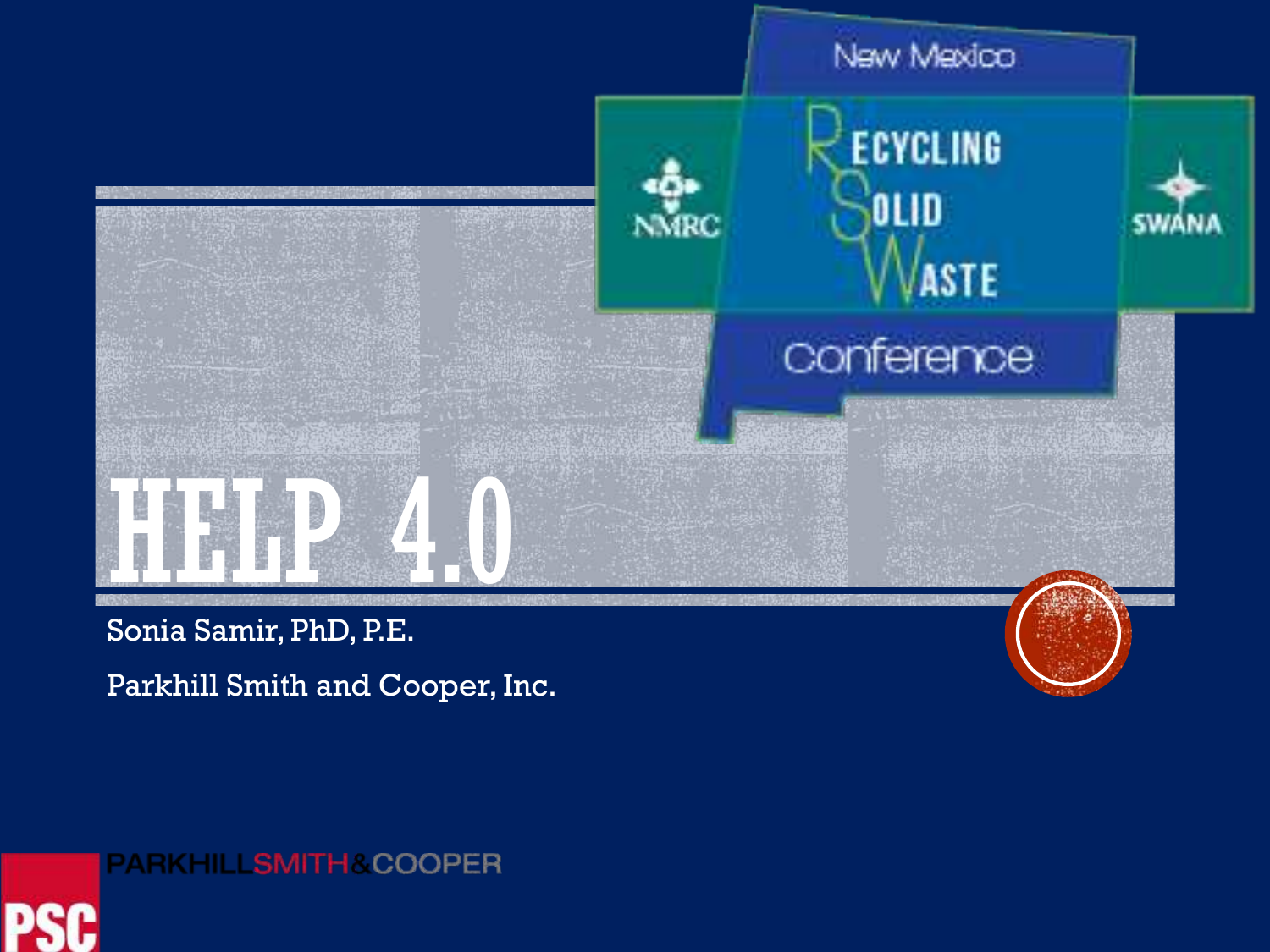New Mexico

Recycling Solid Waste Conference

NMRC

SWANA

# HELP 4.0

Sonia Samir, PhD, P.E.

Parkhill Smith and Cooper, Inc.

PARKHILLSMITH&COOPER

PSC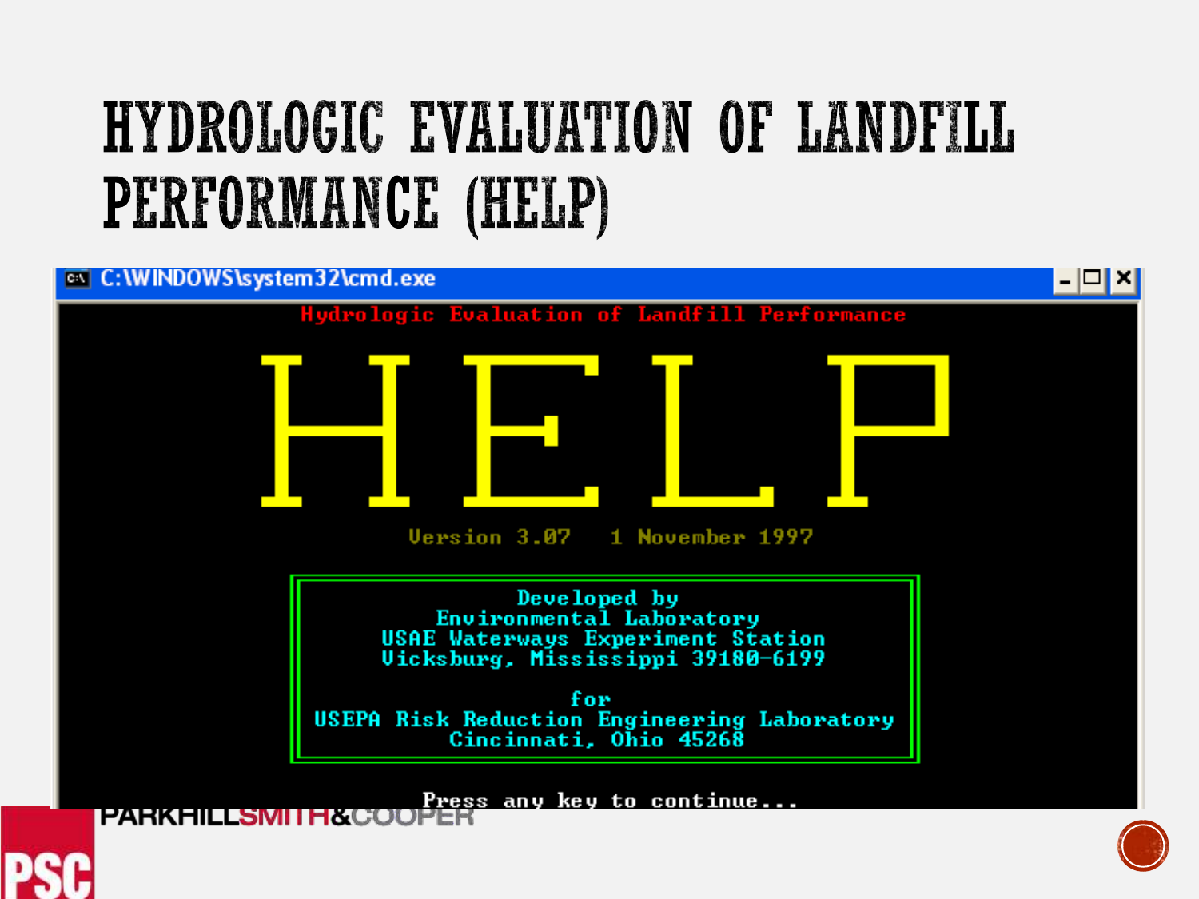# HYDROLOGIC EVALUATION OF LANDFILL PERFORMANCE (HELP)

```
C:\WINDOWS\system32\cmd.exe

Hydrologic Evaluation of Landfill Performance

HELP

Version 3.07    1 November 1997

Developed by
Environmental Laboratory
USAE Waterways Experiment Station
Vicksburg, Mississippi 39180-6199

for
USEPA Risk Reduction Engineering Laboratory
Cincinnati, Ohio 45268

Press any key to continue...
```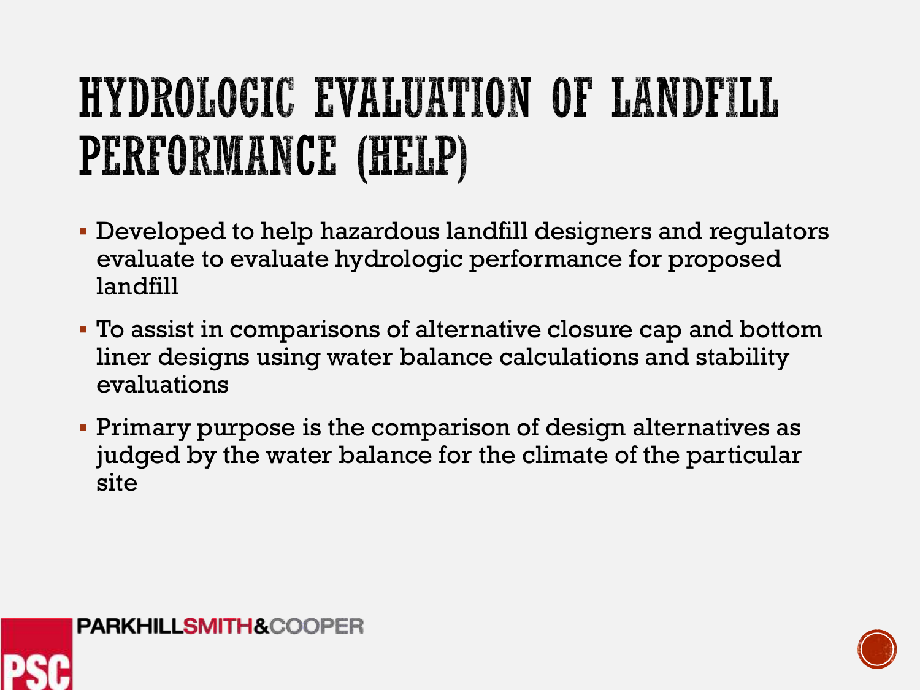# HYDROLOGIC EVALUATION OF LANDFILL PERFORMANCE (HELP)

- Developed to help hazardous landfill designers and regulators evaluate to evaluate hydrologic performance for proposed landfill
- To assist in comparisons of alternative closure cap and bottom liner designs using water balance calculations and stability evaluations
- Primary purpose is the comparison of design alternatives as judged by the water balance for the climate of the particular site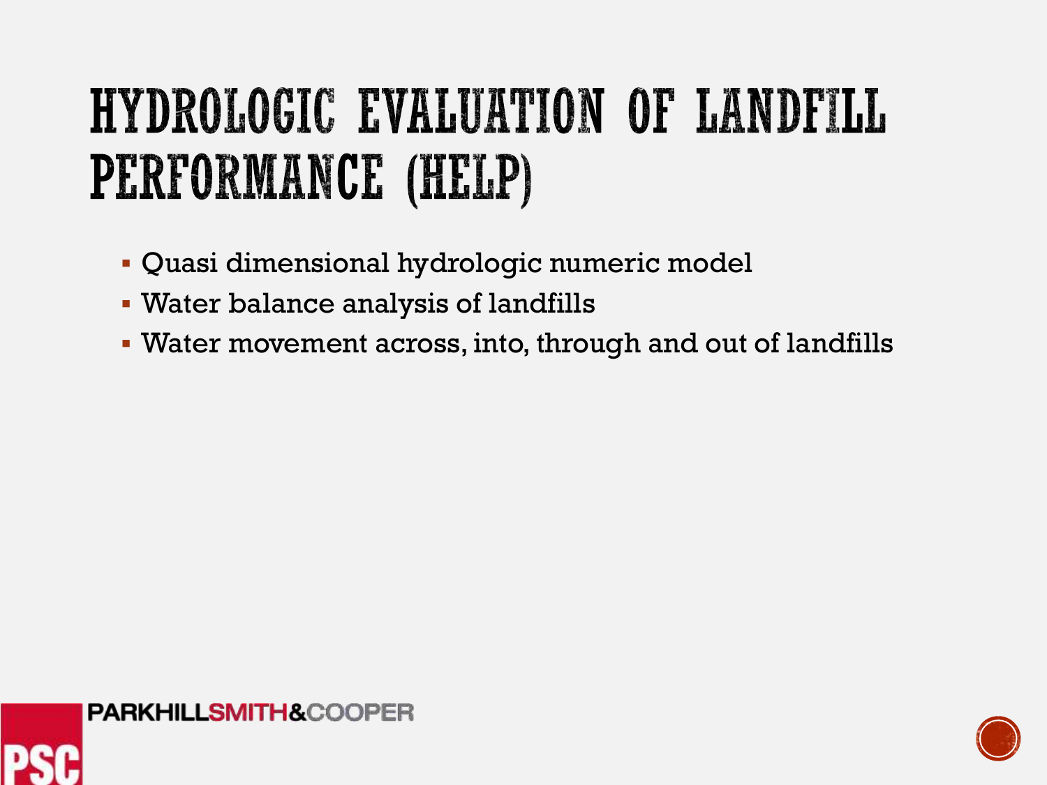# HYDROLOGIC EVALUATION OF LANDFILL PERFORMANCE (HELP)

- Quasi dimensional hydrologic numeric model
- Water balance analysis of landfills
- Water movement across, into, through and out of landfills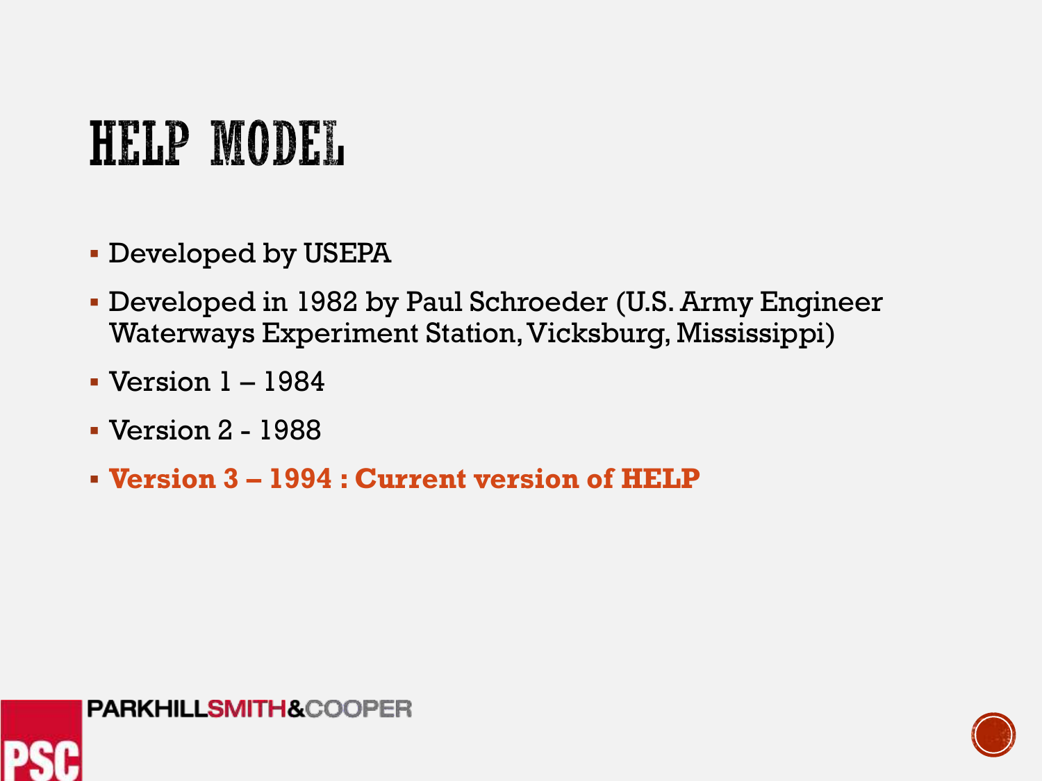# HELP MODEL

- Developed by USEPA
- Developed in 1982 by Paul Schroeder (U.S. Army Engineer Waterways Experiment Station, Vicksburg, Mississippi)
- Version 1 – 1984
- Version 2 - 1988
- **Version 3 – 1994 : Current version of HELP**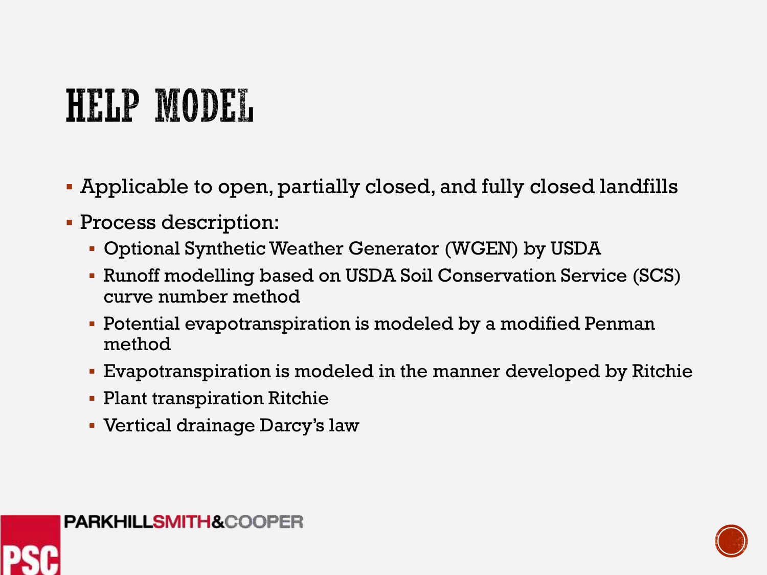# HELP MODEL

- Applicable to open, partially closed, and fully closed landfills
- Process description:
  - Optional Synthetic Weather Generator (WGEN) by USDA
  - Runoff modelling based on USDA Soil Conservation Service (SCS) curve number method
  - Potential evapotranspiration is modeled by a modified Penman method
  - Evapotranspiration is modeled in the manner developed by Ritchie
  - Plant transpiration Ritchie
  - Vertical drainage Darcy's law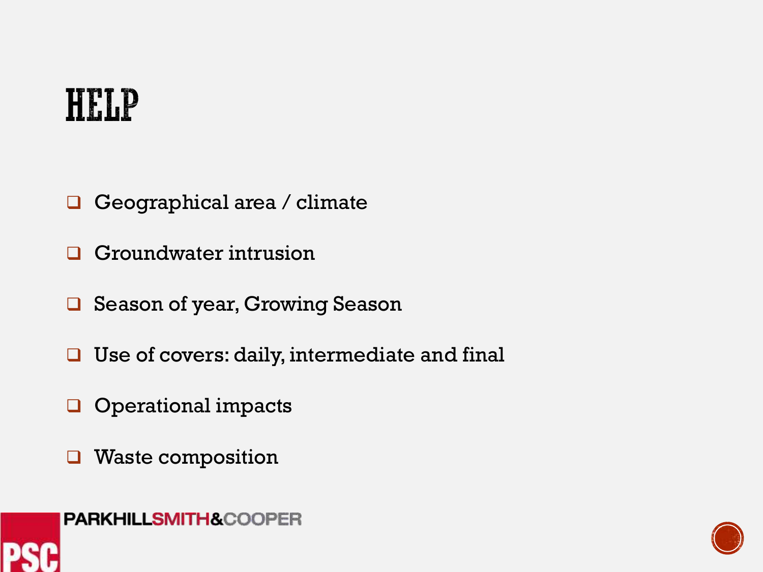# HELP

- Geographical area / climate
- Groundwater intrusion
- Season of year, Growing Season
- Use of covers: daily, intermediate and final
- Operational impacts
- Waste composition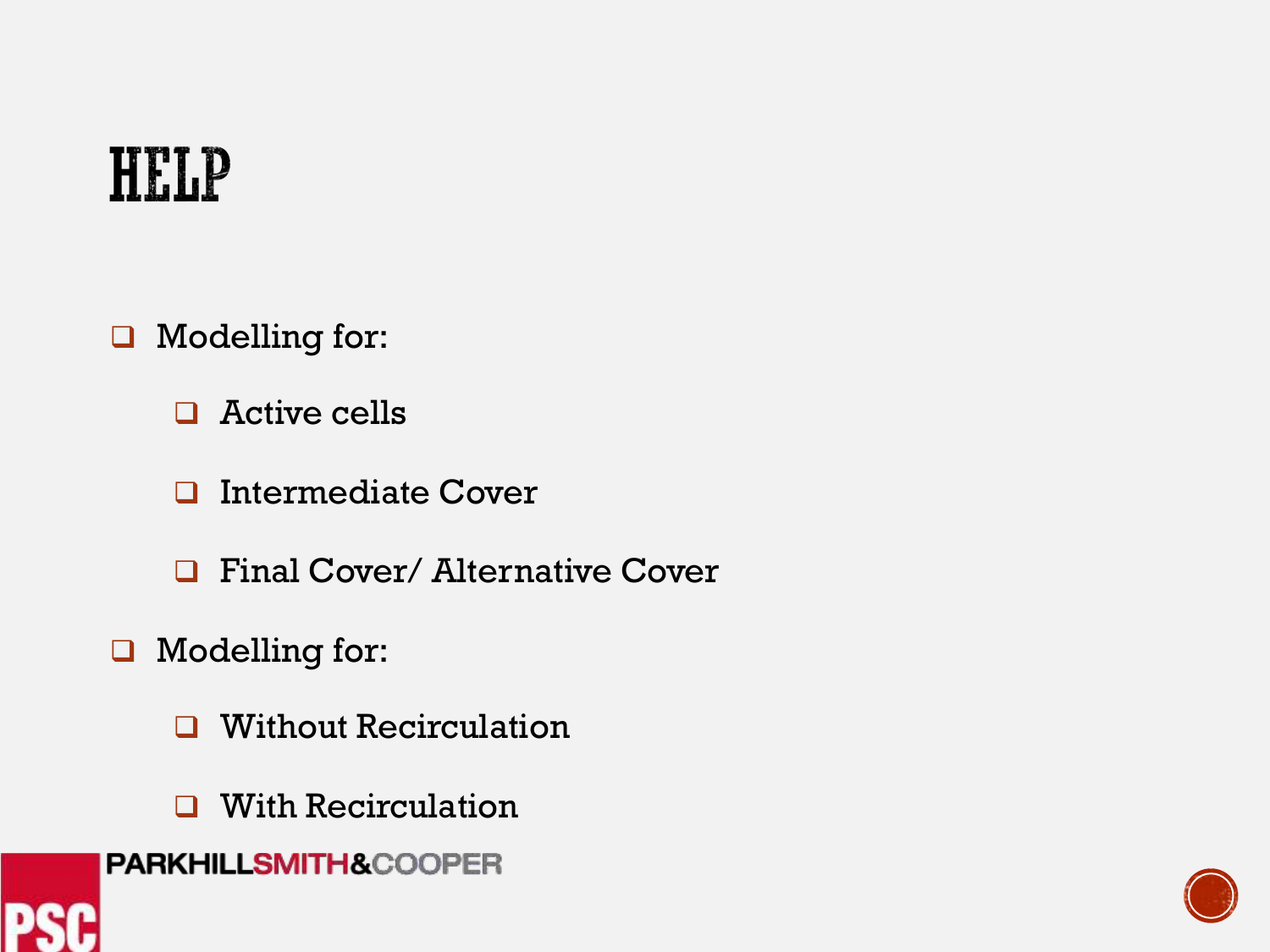# HELP

- Modelling for:
  - Active cells
  - Intermediate Cover
  - Final Cover/ Alternative Cover
- Modelling for:
  - Without Recirculation
  - With Recirculation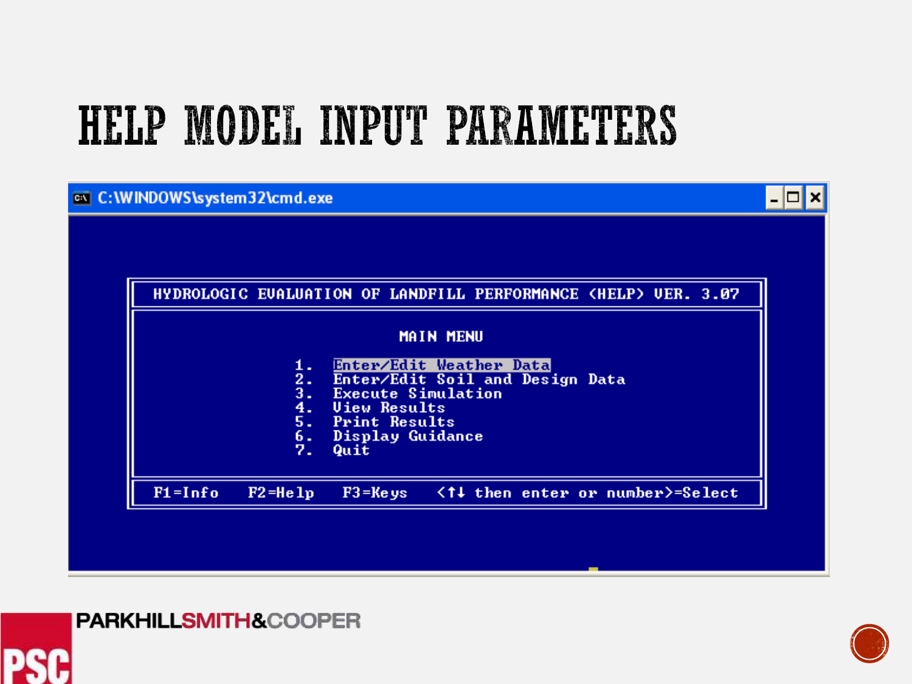# HELP MODEL INPUT PARAMETERS

```
C:\WINDOWS\system32\cmd.exe

HYDROLOGIC EVALUATION OF LANDFILL PERFORMANCE (HELP) VER. 3.07

MAIN MENU

1.  Enter/Edit Weather Data
2.  Enter/Edit Soil and Design Data
3.  Execute Simulation
4.  View Results
5.  Print Results
6.  Display Guidance
7.  Quit

F1=Info    F2=Help    F3=Keys    <↑↓ then enter or number>=Select
```

PARKHILLSMITH&COOPER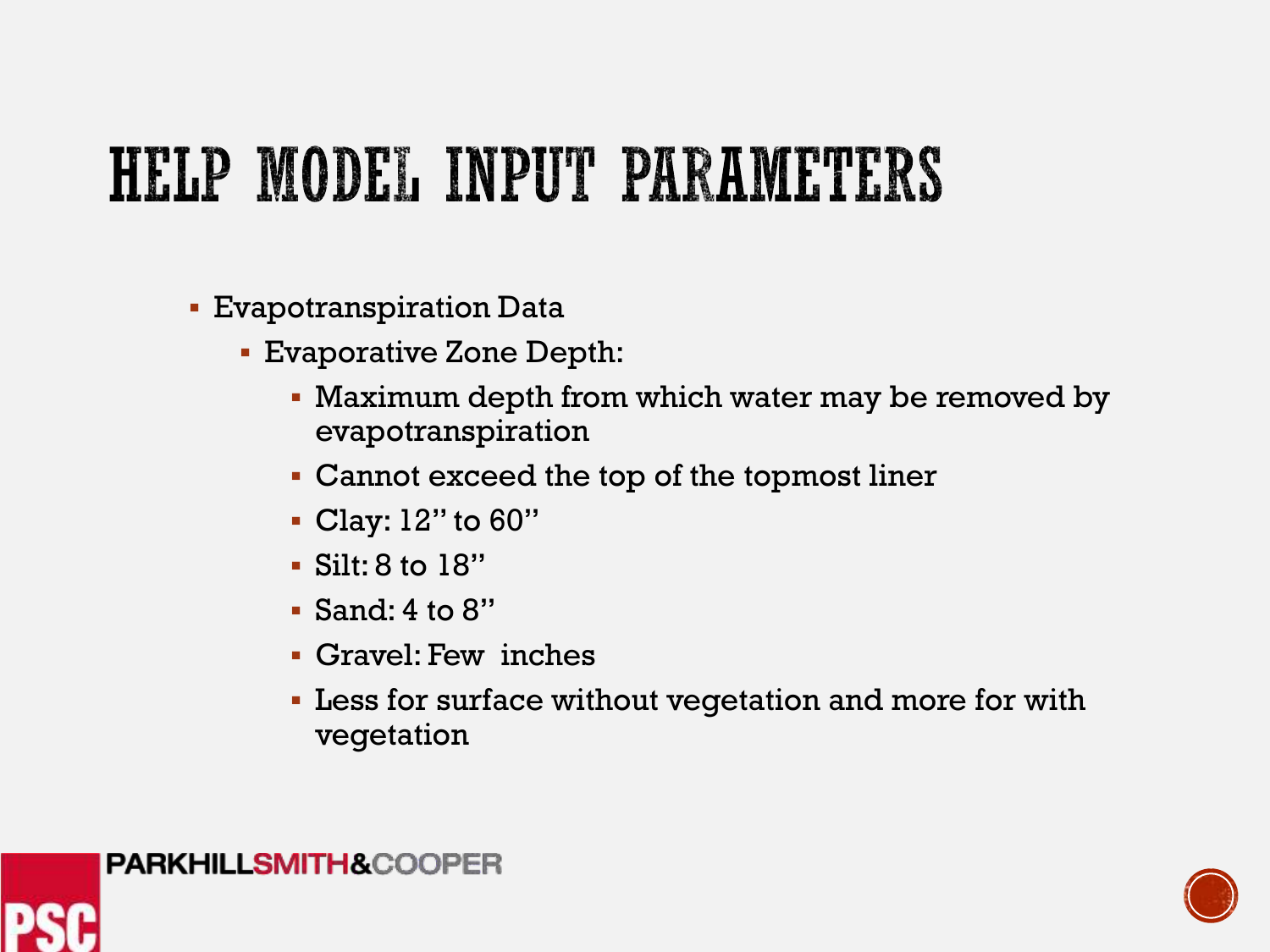# HELP MODEL INPUT PARAMETERS

- Evapotranspiration Data
  - Evaporative Zone Depth:
    - Maximum depth from which water may be removed by evapotranspiration
    - Cannot exceed the top of the topmost liner
    - Clay: 12" to 60"
    - Silt: 8 to 18"
    - Sand: 4 to 8"
    - Gravel: Few inches
    - Less for surface without vegetation and more for with vegetation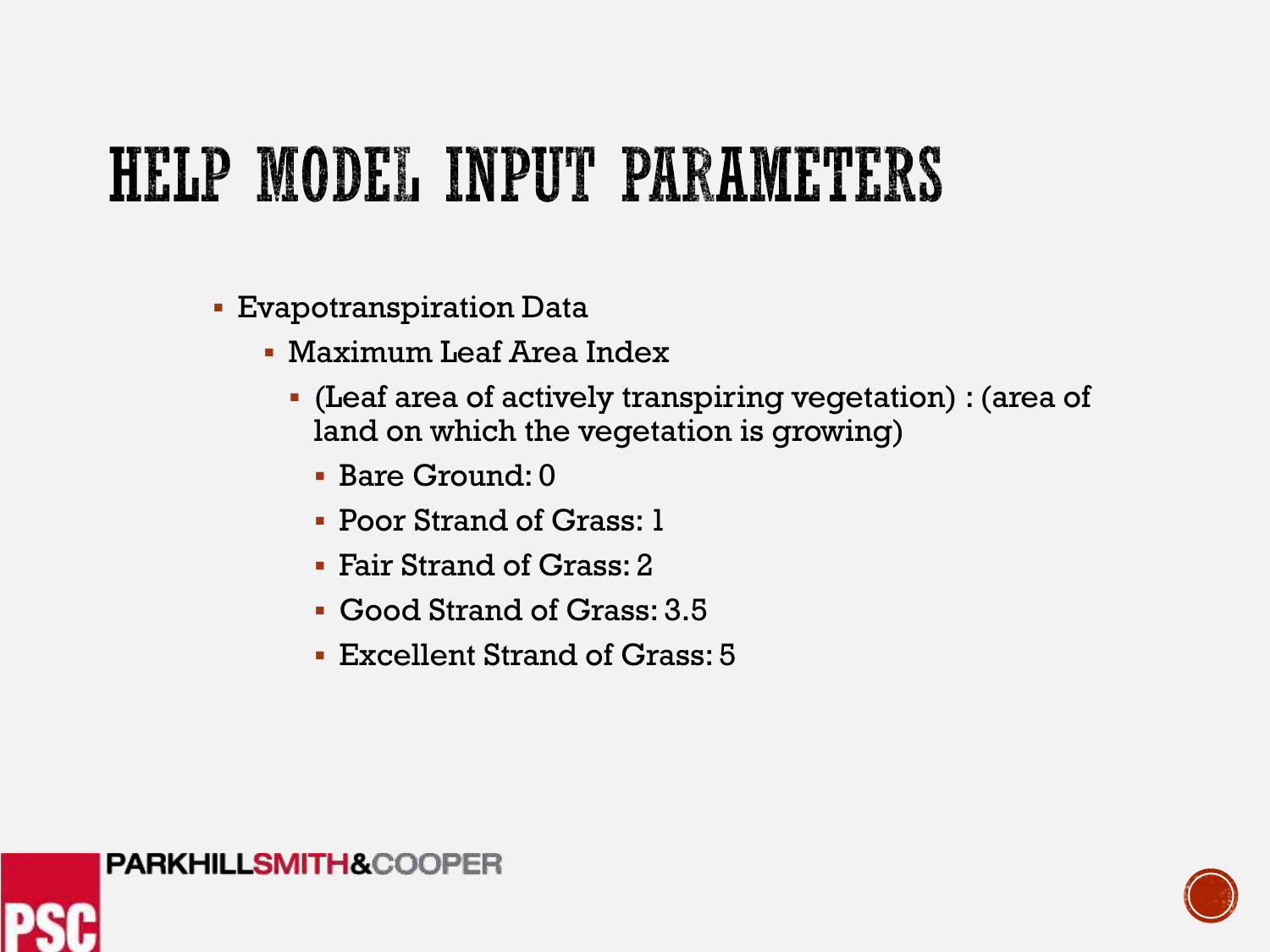# HELP MODEL INPUT PARAMETERS

- Evapotranspiration Data
  - Maximum Leaf Area Index
    - (Leaf area of actively transpiring vegetation) : (area of land on which the vegetation is growing)
      - Bare Ground: 0
      - Poor Strand of Grass: 1
      - Fair Strand of Grass: 2
      - Good Strand of Grass: 3.5
      - Excellent Strand of Grass: 5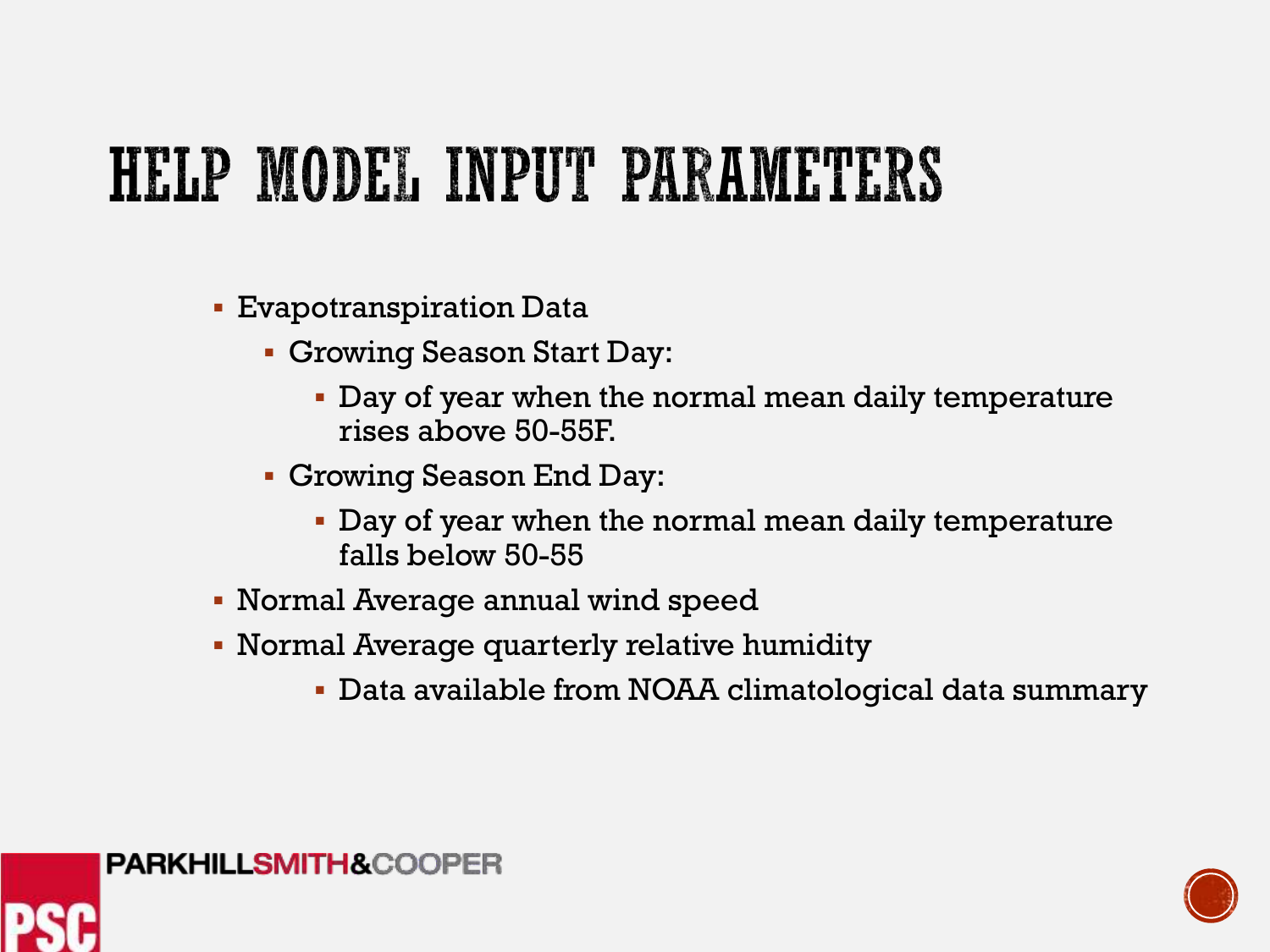# HELP MODEL INPUT PARAMETERS

- Evapotranspiration Data
  - Growing Season Start Day:
    - Day of year when the normal mean daily temperature rises above 50-55F.
  - Growing Season End Day:
    - Day of year when the normal mean daily temperature falls below 50-55
- Normal Average annual wind speed
- Normal Average quarterly relative humidity
    - Data available from NOAA climatological data summary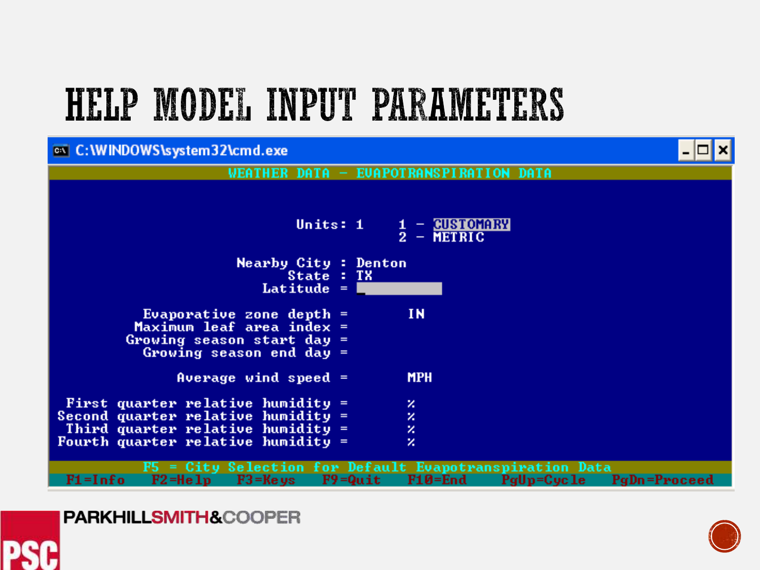# HELP MODEL INPUT PARAMETERS

```
C:\WINDOWS\system32\cmd.exe

                WEATHER DATA - EVAPOTRANSPIRATION DATA

                        Units: 1      1 - CUSTOMARY
                                      2 - METRIC

                   Nearby City : Denton
                         State : TX
                      Latitude = _

          Evaporative zone depth =          IN
         Maximum leaf area index =
        Growing season start day =
          Growing season end day =

              Average wind speed =          MPH

    First quarter relative humidity =          %
   Second quarter relative humidity =          %
    Third quarter relative humidity =          %
   Fourth quarter relative humidity =          %

         F5 = City Selection for Default Evapotranspiration Data
   F1=Info   F2=Help   F3=Keys   F9=Quit   F10=End   PgUp=Cycle   PgDn=Proceed
```

PARKHILLSMITH&COOPER

PSC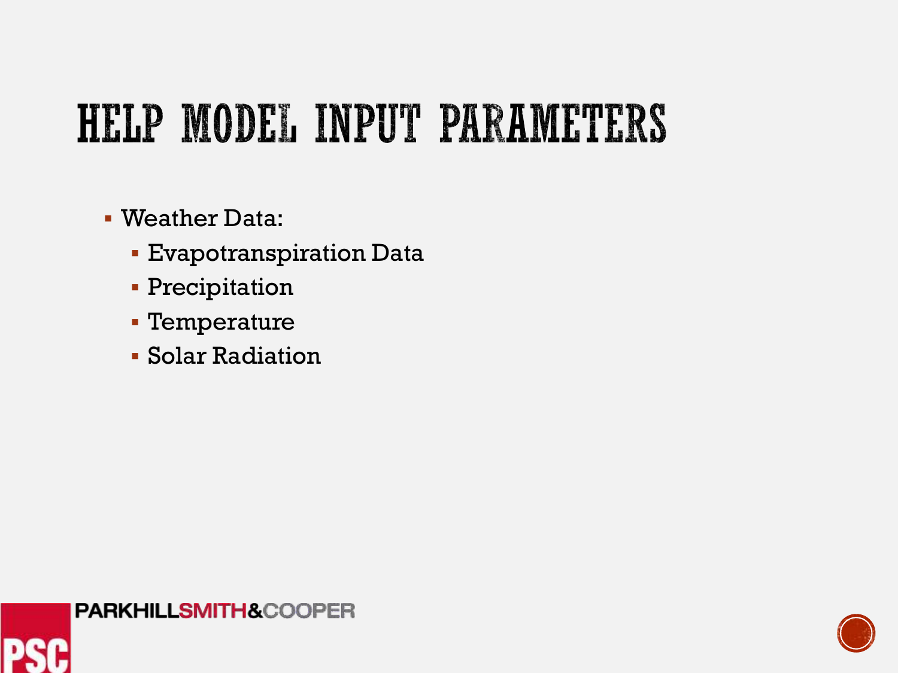# HELP MODEL INPUT PARAMETERS

- Weather Data:
  - Evapotranspiration Data
  - Precipitation
  - Temperature
  - Solar Radiation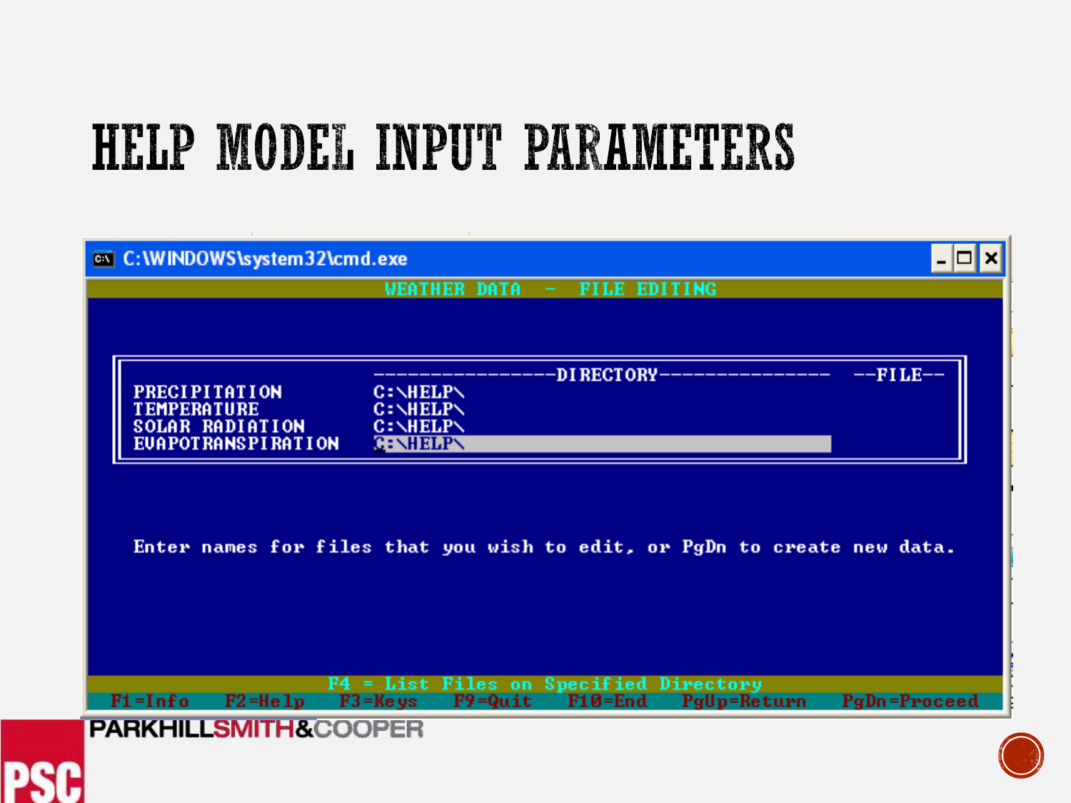# HELP MODEL INPUT PARAMETERS

```
C:\WINDOWS\system32\cmd.exe

                    WEATHER DATA  -  FILE EDITING

                          ---------------DIRECTORY---------------   --FILE--
  PRECIPITATION           C:\HELP\
  TEMPERATURE             C:\HELP\
  SOLAR RADIATION         C:\HELP\
  EVAPOTRANSPIRATION      C:\HELP\

  Enter names for files that you wish to edit, or PgDn to create new data.

                    F4 = List Files on Specified Directory
F1=Info  F2=Help  F3=Keys  F9=Quit  F10=End  PgUp=Return  PgDn=Proceed
```

PARKHILL SMITH & COOPER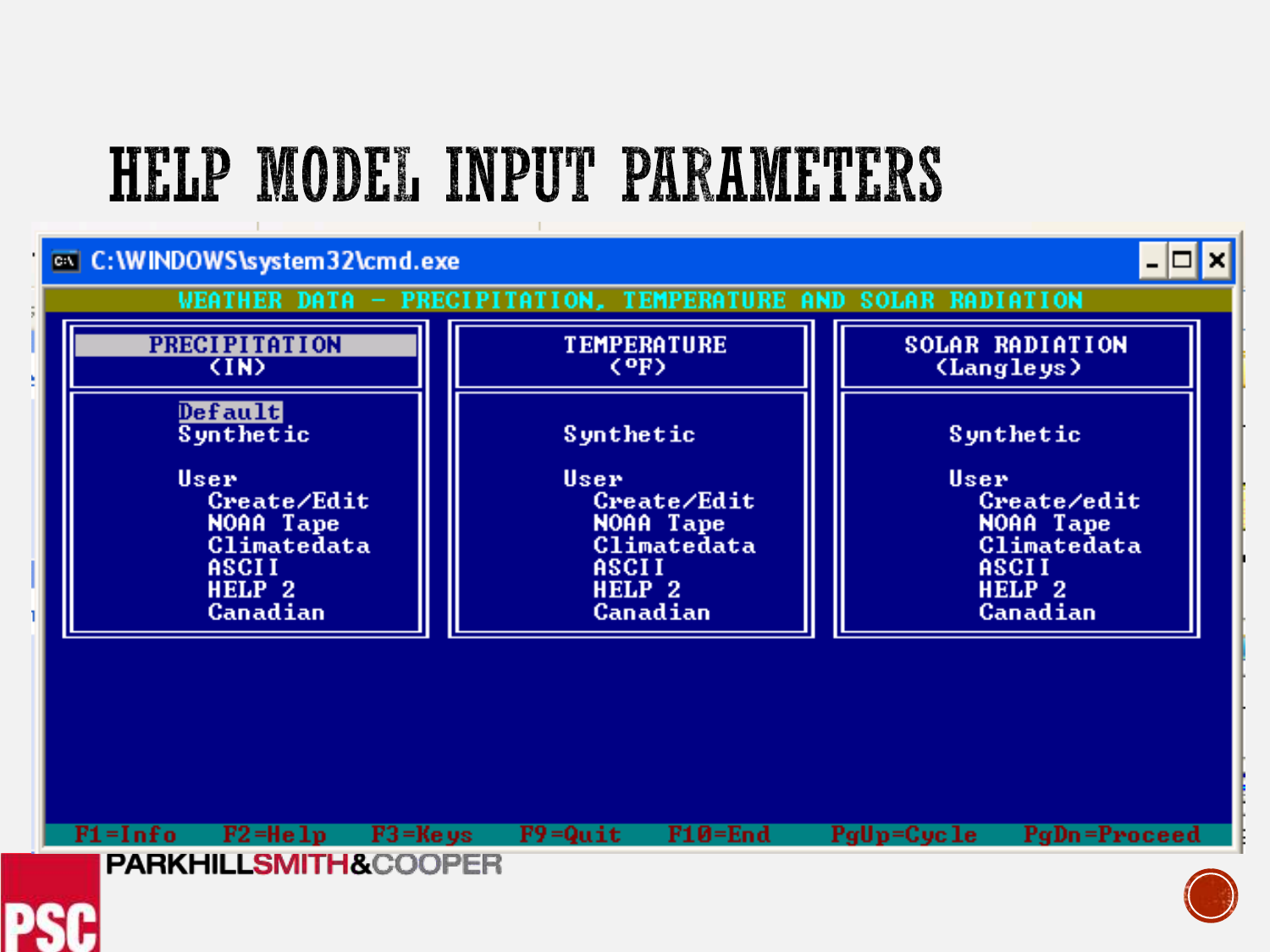# HELP MODEL INPUT PARAMETERS

C:\WINDOWS\system32\cmd.exe

WEATHER DATA – PRECIPITATION, TEMPERATURE AND SOLAR RADIATION

| PRECIPITATION (IN) | TEMPERATURE (°F) | SOLAR RADIATION (Langleys) |
|---|---|---|
| Default | | |
| Synthetic | Synthetic | Synthetic |
| User | User | User |
| Create/Edit | Create/Edit | Create/edit |
| NOAA Tape | NOAA Tape | NOAA Tape |
| Climatedata | Climatedata | Climatedata |
| ASCII | ASCII | ASCII |
| HELP 2 | HELP 2 | HELP 2 |
| Canadian | Canadian | Canadian |

F1=Info F2=Help F3=Keys F9=Quit F10=End PgUp=Cycle PgDn=Proceed

PARKHILLSMITH&COOPER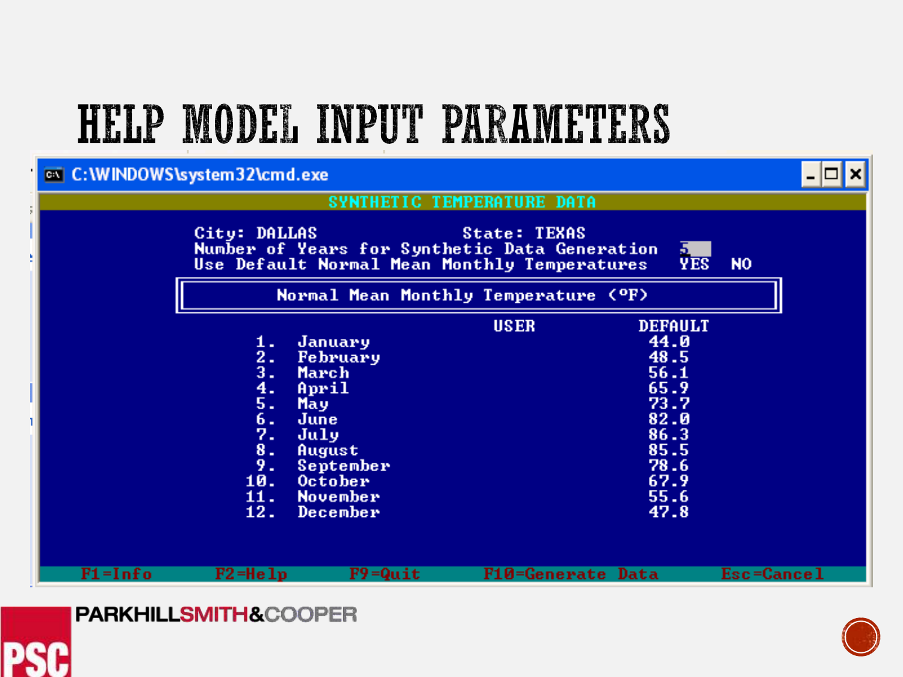# HELP MODEL INPUT PARAMETERS

C:\WINDOWS\system32\cmd.exe

SYNTHETIC TEMPERATURE DATA

City: DALLAS State: TEXAS

Number of Years for Synthetic Data Generation 5

Use Default Normal Mean Monthly Temperatures YES NO

**Normal Mean Monthly Temperature (°F)**

| | | USER | DEFAULT |
|---|---|---|---|
| 1. | January | | 44.0 |
| 2. | February | | 48.5 |
| 3. | March | | 56.1 |
| 4. | April | | 65.9 |
| 5. | May | | 73.7 |
| 6. | June | | 82.0 |
| 7. | July | | 86.3 |
| 8. | August | | 85.5 |
| 9. | September | | 78.6 |
| 10. | October | | 67.9 |
| 11. | November | | 55.6 |
| 12. | December | | 47.8 |

F1=Info F2=Help F9=Quit F10=Generate Data Esc=Cancel

PARKHILLSMITH&COOPER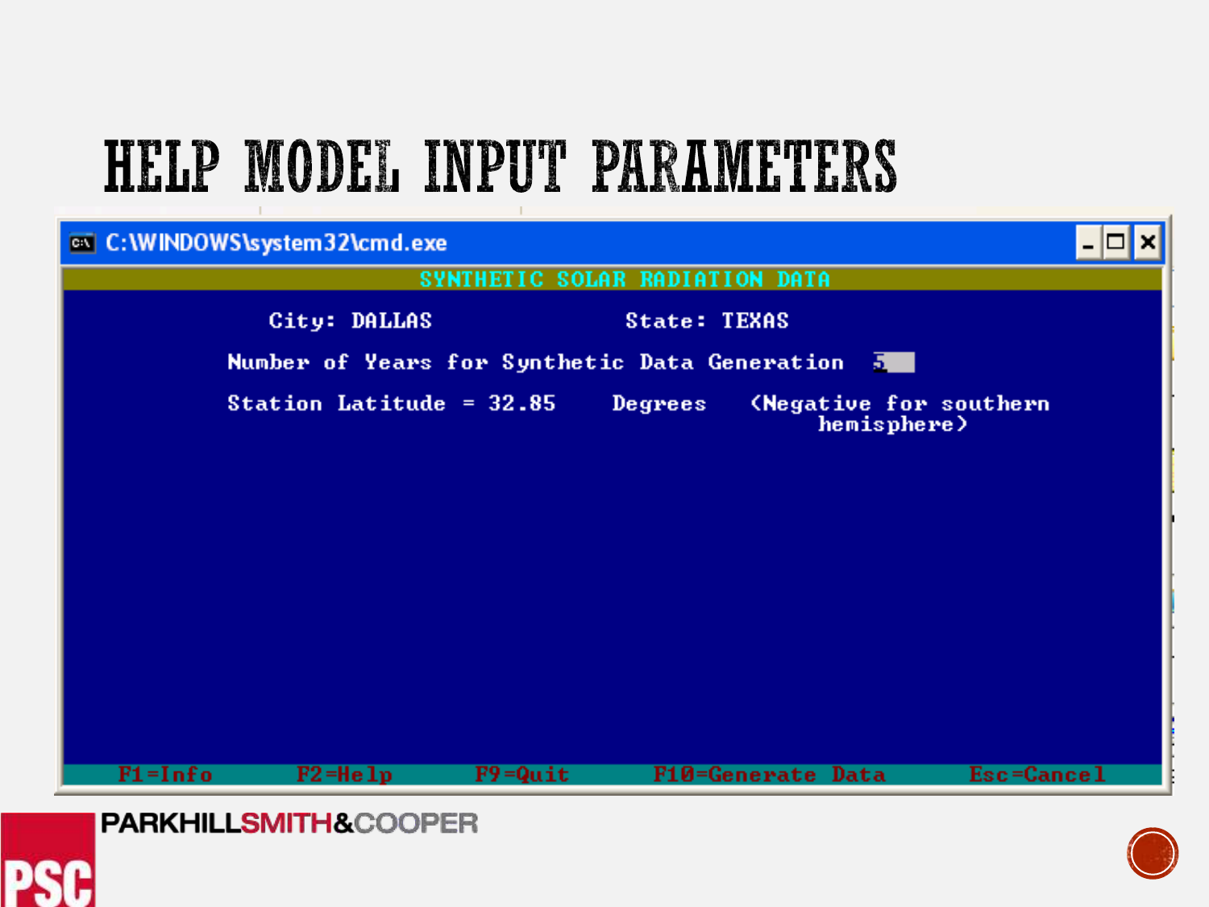# HELP MODEL INPUT PARAMETERS

```
C:\WINDOWS\system32\cmd.exe

                        SYNTHETIC SOLAR RADIATION DATA

          City: DALLAS                    State: TEXAS

      Number of Years for Synthetic Data Generation  5

      Station Latitude = 32.85     Degrees    (Negative for southern
                                                hemisphere)

   F1=Info      F2=Help      F9=Quit      F10=Generate Data      Esc=Cancel
```

PARKHILLSMITH&COOPER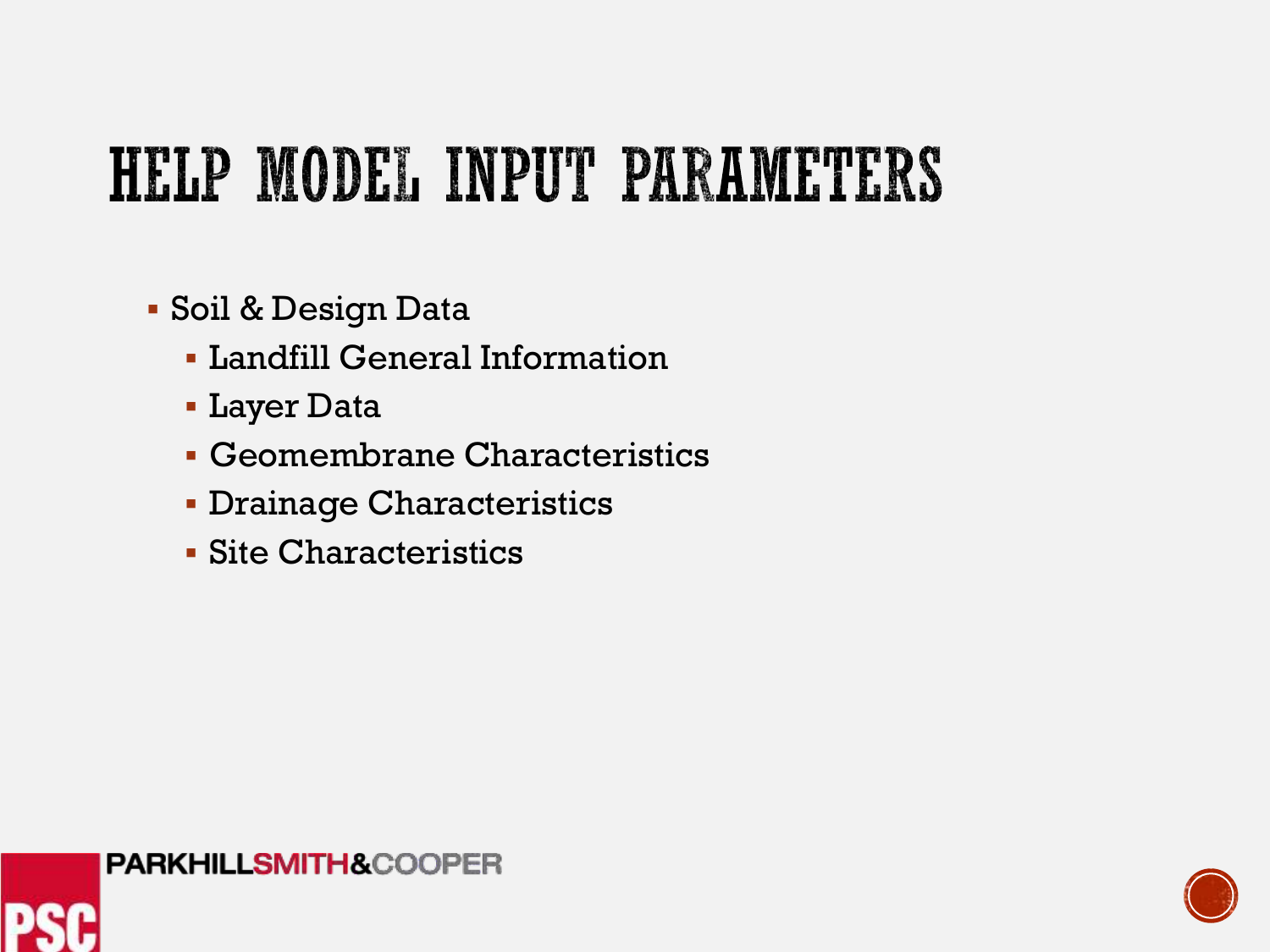# HELP MODEL INPUT PARAMETERS

- Soil & Design Data
  - Landfill General Information
  - Layer Data
  - Geomembrane Characteristics
  - Drainage Characteristics
  - Site Characteristics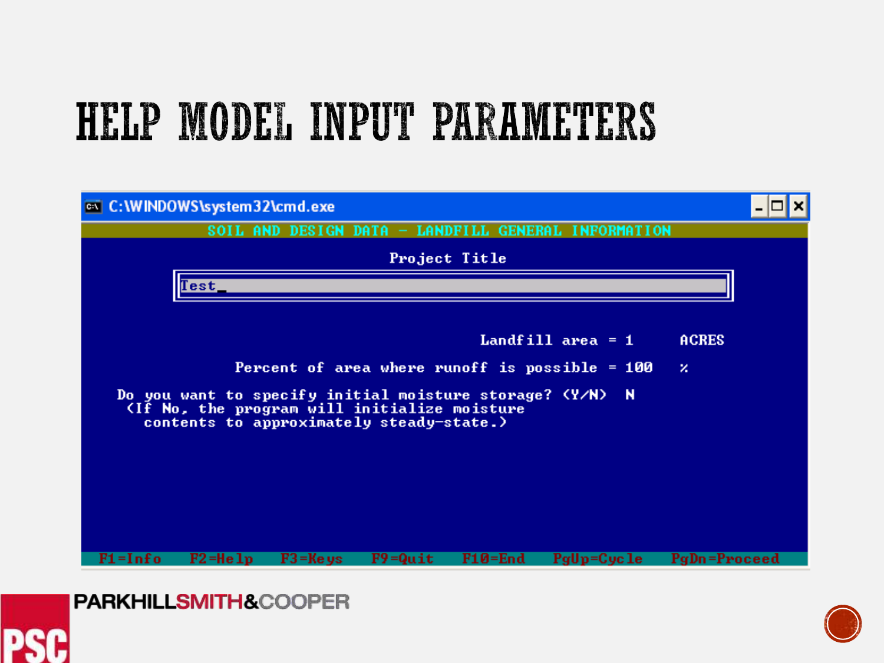# HELP MODEL INPUT PARAMETERS

```
C:\WINDOWS\system32\cmd.exe

SOIL AND DESIGN DATA - LANDFILL GENERAL INFORMATION

                          Project Title
      Test_

                                    Landfill area = 1       ACRES

              Percent of area where runoff is possible = 100    %

  Do you want to specify initial moisture storage? (Y/N)   N
   (If No, the program will initialize moisture
     contents to approximately steady-state.)

F1=Info   F2=Help   F3=Keys   F9=Quit   F10=End   PgUp=Cycle   PgDn=Proceed
```

PARKHILLSMITH&COOPER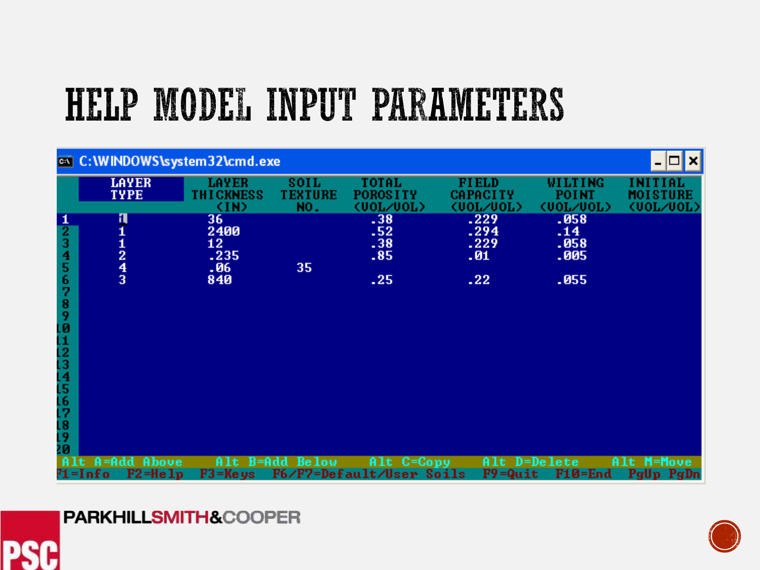# HELP MODEL INPUT PARAMETERS

C:\WINDOWS\system32\cmd.exe

| | LAYER TYPE | LAYER THICKNESS (IN) | SOIL TEXTURE NO. | TOTAL POROSITY (VOL/VOL) | FIELD CAPACITY (VOL/VOL) | WILTING POINT (VOL/VOL) | INITIAL MOISTURE (VOL/VOL) |
|---|---|---|---|---|---|---|---|
| 1 | 1 | 36 | | .38 | .229 | .058 | |
| 2 | 1 | 2400 | | .52 | .294 | .14 | |
| 3 | 1 | 12 | | .38 | .229 | .058 | |
| 4 | 2 | .235 | | .85 | .01 | .005 | |
| 5 | 4 | .06 | 35 | | | | |
| 6 | 3 | 840 | | .25 | .22 | .055 | |
| 7 | | | | | | | |
| 8 | | | | | | | |
| 9 | | | | | | | |
| 10 | | | | | | | |
| 11 | | | | | | | |
| 12 | | | | | | | |
| 13 | | | | | | | |
| 14 | | | | | | | |
| 15 | | | | | | | |
| 16 | | | | | | | |
| 17 | | | | | | | |
| 18 | | | | | | | |
| 19 | | | | | | | |
| 20 | | | | | | | |

Alt A=Add Above    Alt B=Add Below    Alt C=Copy    Alt D=Delete    Alt M=Move

F1=Info   F2=Help   F3=Keys   F6/F7=Default/User Soils   F9=Quit   F10=End   PgUp PgDn

PARKHILLSMITH&COOPER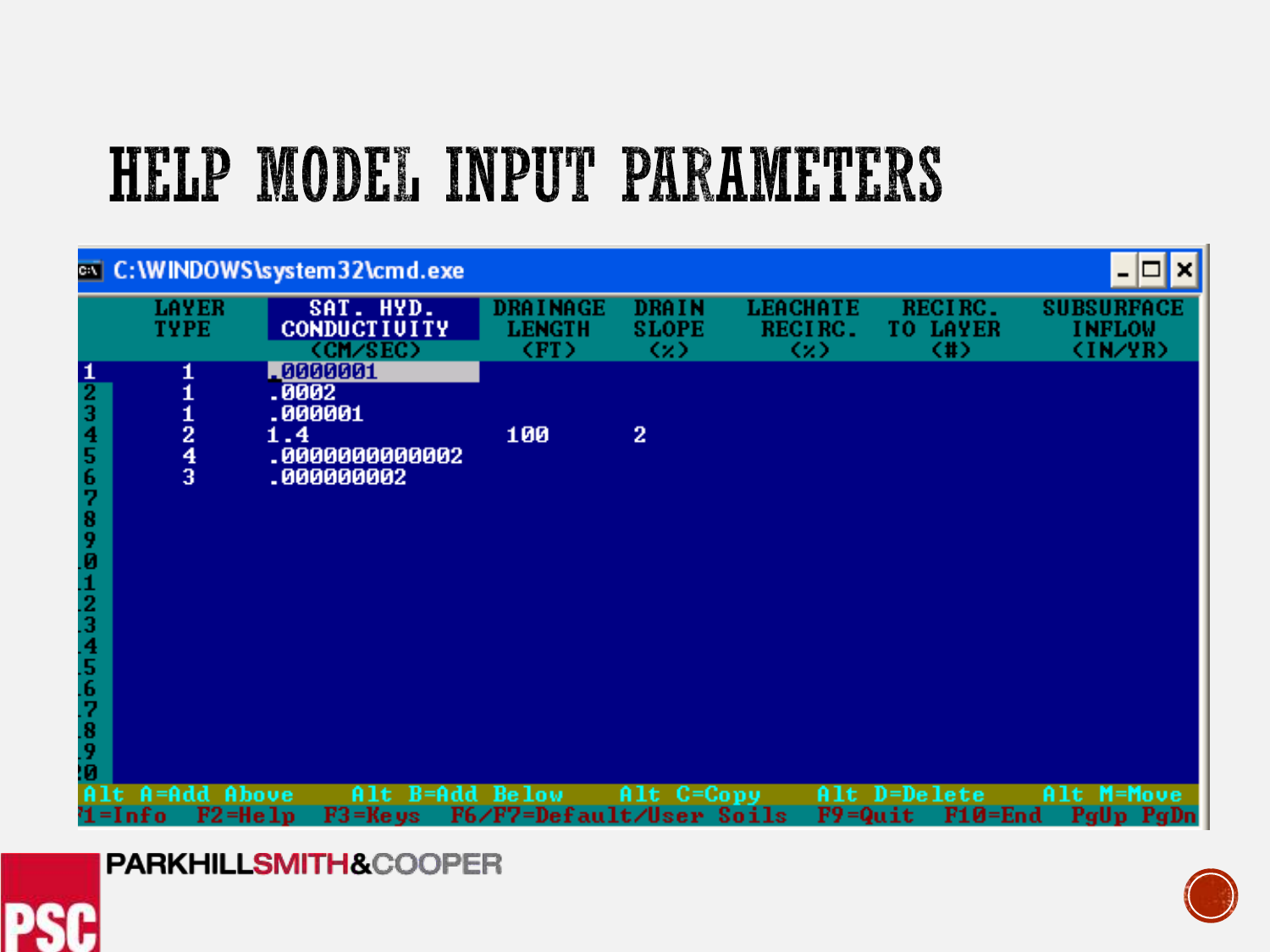# HELP MODEL INPUT PARAMETERS

C:\WINDOWS\system32\cmd.exe

| | LAYER TYPE | SAT. HYD. CONDUCTIVITY (CM/SEC) | DRAINAGE LENGTH (FT) | DRAIN SLOPE (%) | LEACHATE RECIRC. (%) | RECIRC. TO LAYER (#) | SUBSURFACE INFLOW (IN/YR) |
|---|---|---|---|---|---|---|---|
| 1 | 1 | .0000001 | | | | | |
| 2 | 1 | .0002 | | | | | |
| 3 | 1 | .000001 | | | | | |
| 4 | 2 | 1.4 | 100 | 2 | | | |
| 5 | 4 | .0000000000002 | | | | | |
| 6 | 3 | .000000002 | | | | | |
| 7 | | | | | | | |
| 8 | | | | | | | |
| 9 | | | | | | | |
| 10 | | | | | | | |
| 11 | | | | | | | |
| 12 | | | | | | | |
| 13 | | | | | | | |
| 14 | | | | | | | |
| 15 | | | | | | | |
| 16 | | | | | | | |
| 17 | | | | | | | |
| 18 | | | | | | | |
| 19 | | | | | | | |
| 20 | | | | | | | |

Alt A=Add Above Alt B=Add Below Alt C=Copy Alt D=Delete Alt M=Move

F1=Info F2=Help F3=Keys F6/F7=Default/User Soils F9=Quit F10=End PgUp PgDn

PARKHILL SMITH & COOPER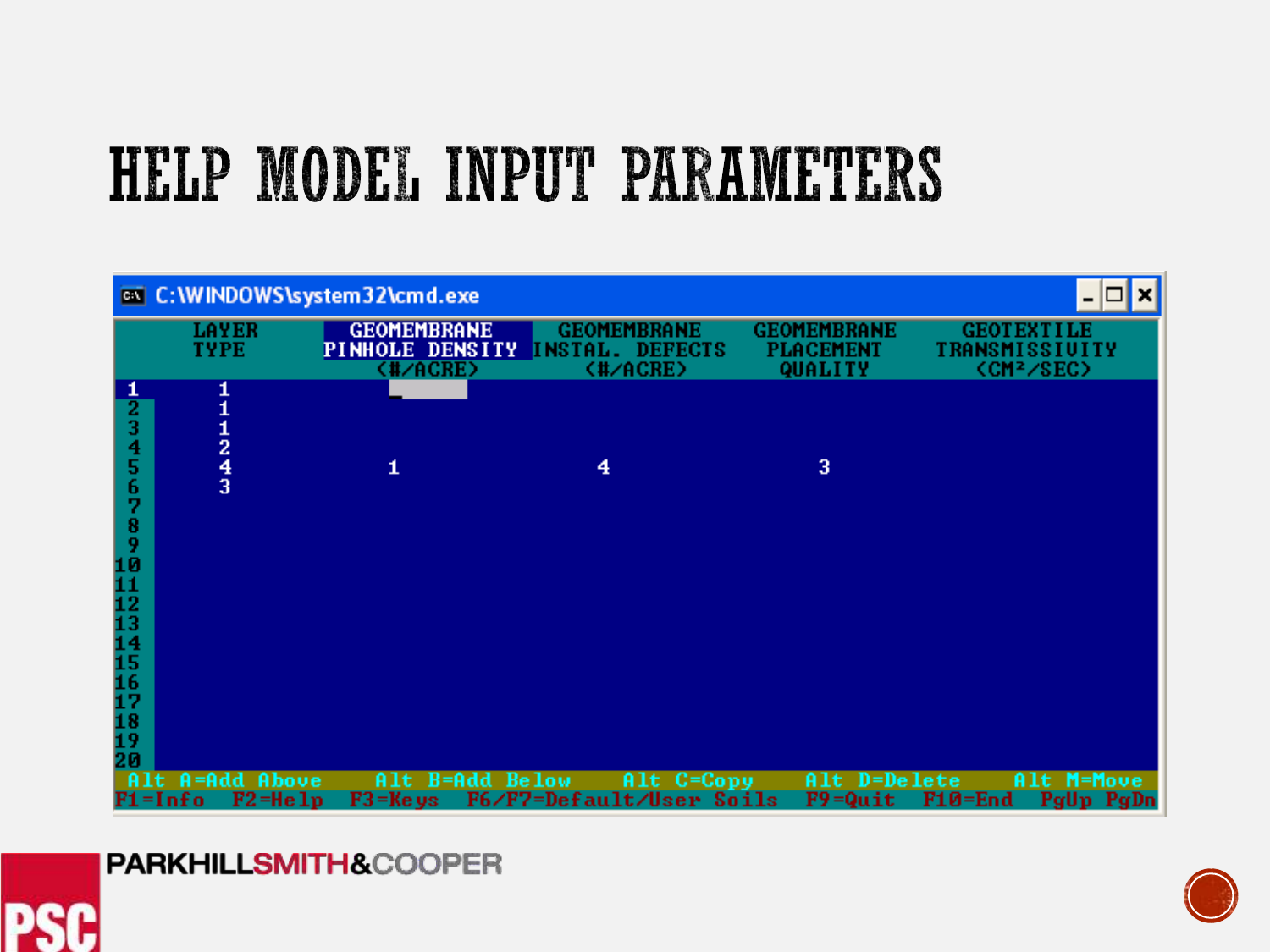# HELP MODEL INPUT PARAMETERS

C:\WINDOWS\system32\cmd.exe

| | LAYER TYPE | GEOMEMBRANE PINHOLE DENSITY (#/ACRE) | GEOMEMBRANE INSTAL. DEFECTS (#/ACRE) | GEOMEMBRANE PLACEMENT QUALITY | GEOTEXTILE TRANSMISSIVITY (CM²/SEC) |
|---|---|---|---|---|---|
| 1 | 1 | | | | |
| 2 | 1 | | | | |
| 3 | 1 | | | | |
| 4 | 2 | | | | |
| 5 | 4 | 1 | 4 | 3 | |
| 6 | 3 | | | | |
| 7 | | | | | |
| 8 | | | | | |
| 9 | | | | | |
| 10 | | | | | |
| 11 | | | | | |
| 12 | | | | | |
| 13 | | | | | |
| 14 | | | | | |
| 15 | | | | | |
| 16 | | | | | |
| 17 | | | | | |
| 18 | | | | | |
| 19 | | | | | |
| 20 | | | | | |

Alt A=Add Above  Alt B=Add Below  Alt C=Copy  Alt D=Delete  Alt M=Move
F1=Info  F2=Help  F3=Keys  F6/F7=Default/User Soils  F9=Quit  F10=End  PgUp PgDn

PARKHILLSMITH&COOPER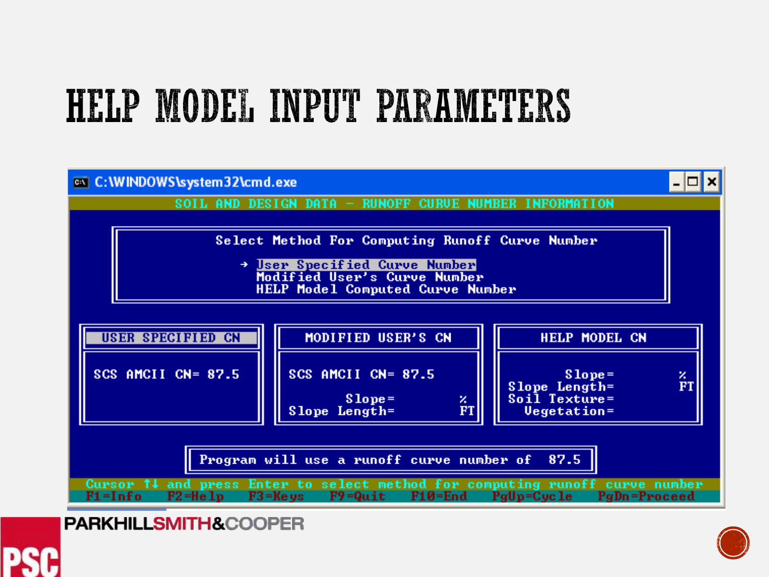# HELP MODEL INPUT PARAMETERS

```
C:\WINDOWS\system32\cmd.exe

SOIL AND DESIGN DATA - RUNOFF CURVE NUMBER INFORMATION

        Select Method For Computing Runoff Curve Number

              → User Specified Curve Number
                Modified User's Curve Number
                HELP Model Computed Curve Number

USER SPECIFIED CN        MODIFIED USER'S CN         HELP MODEL CN

SCS AMCII CN= 87.5       SCS AMCII CN= 87.5                Slope=        %
                                                    Slope Length=        FT
                                Slope=       %      Soil Texture=
                         Slope Length=       FT       Vegetation=

              Program will use a runoff curve number of  87.5

Cursor ↑↓ and press Enter to select method for computing runoff curve number
F1=Info  F2=Help  F3=Keys  F9=Quit  F10=End  PgUp=Cycle  PgDn=Proceed
```

PARKHILLSMITH&COOPER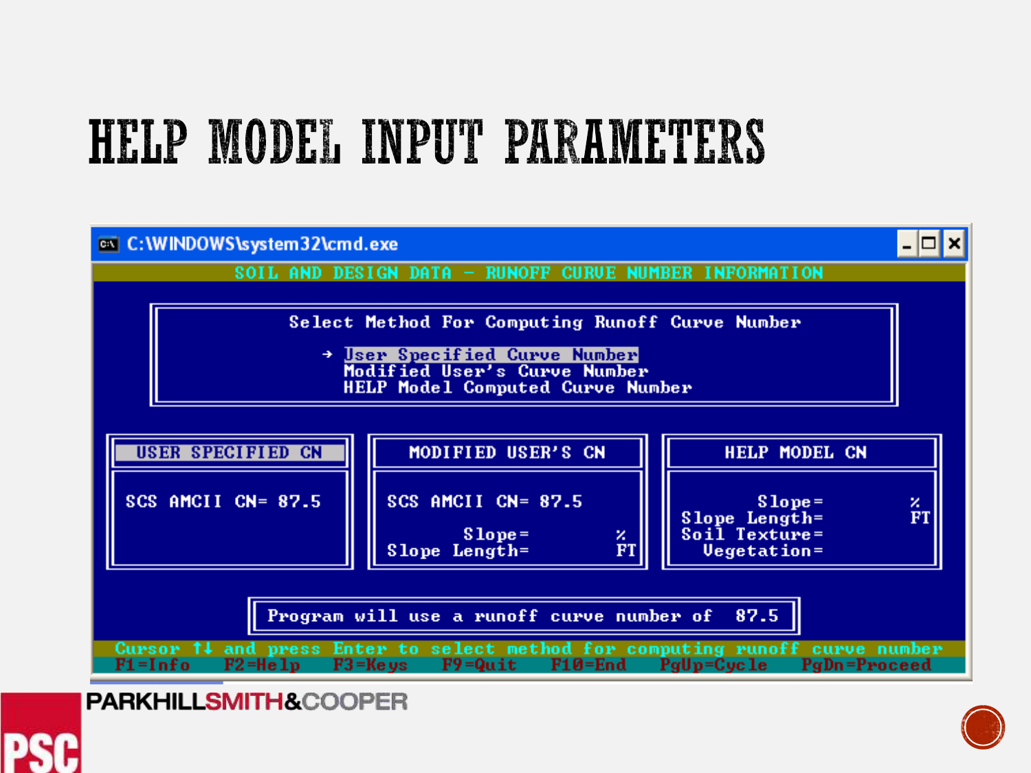# HELP MODEL INPUT PARAMETERS

C:\WINDOWS\system32\cmd.exe

SOIL AND DESIGN DATA - RUNOFF CURVE NUMBER INFORMATION

Select Method For Computing Runoff Curve Number

→ User Specified Curve Number
Modified User's Curve Number
HELP Model Computed Curve Number

| USER SPECIFIED CN | MODIFIED USER'S CN | HELP MODEL CN |
| --- | --- | --- |
| SCS AMCII CN= 87.5 | SCS AMCII CN= 87.5<br>Slope= %<br>Slope Length= FT | Slope= %<br>Slope Length= FT<br>Soil Texture=<br>Vegetation= |

Program will use a runoff curve number of 87.5

Cursor ↑↓ and press Enter to select method for computing runoff curve number

F1=Info F2=Help F3=Keys F9=Quit F10=End PgUp=Cycle PgDn=Proceed

PARKHILLSMITH&COOPER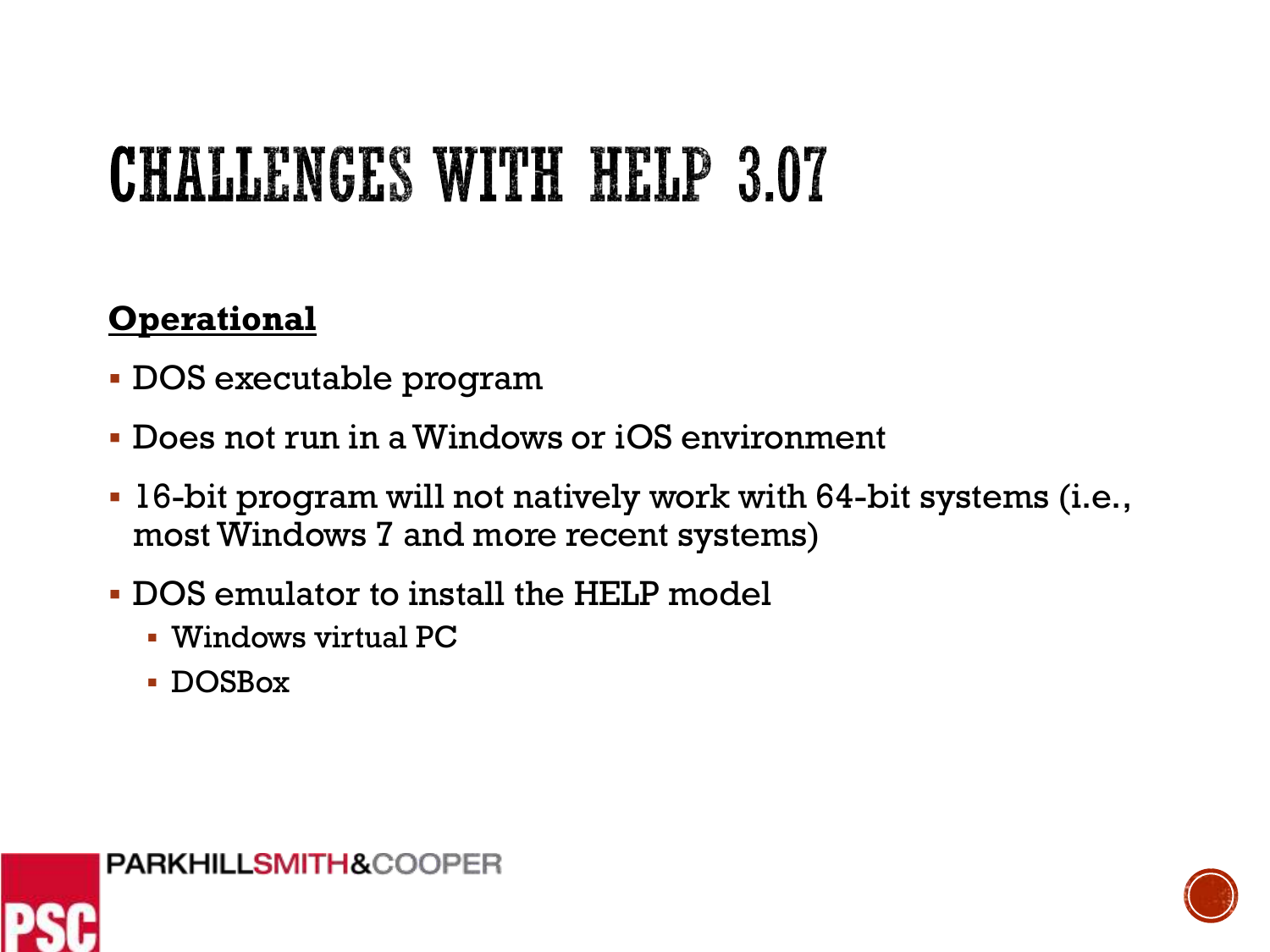# CHALLENGES WITH HELP 3.07

**Operational**

- DOS executable program
- Does not run in a Windows or iOS environment
- 16-bit program will not natively work with 64-bit systems (i.e., most Windows 7 and more recent systems)
- DOS emulator to install the HELP model
  - Windows virtual PC
  - DOSBox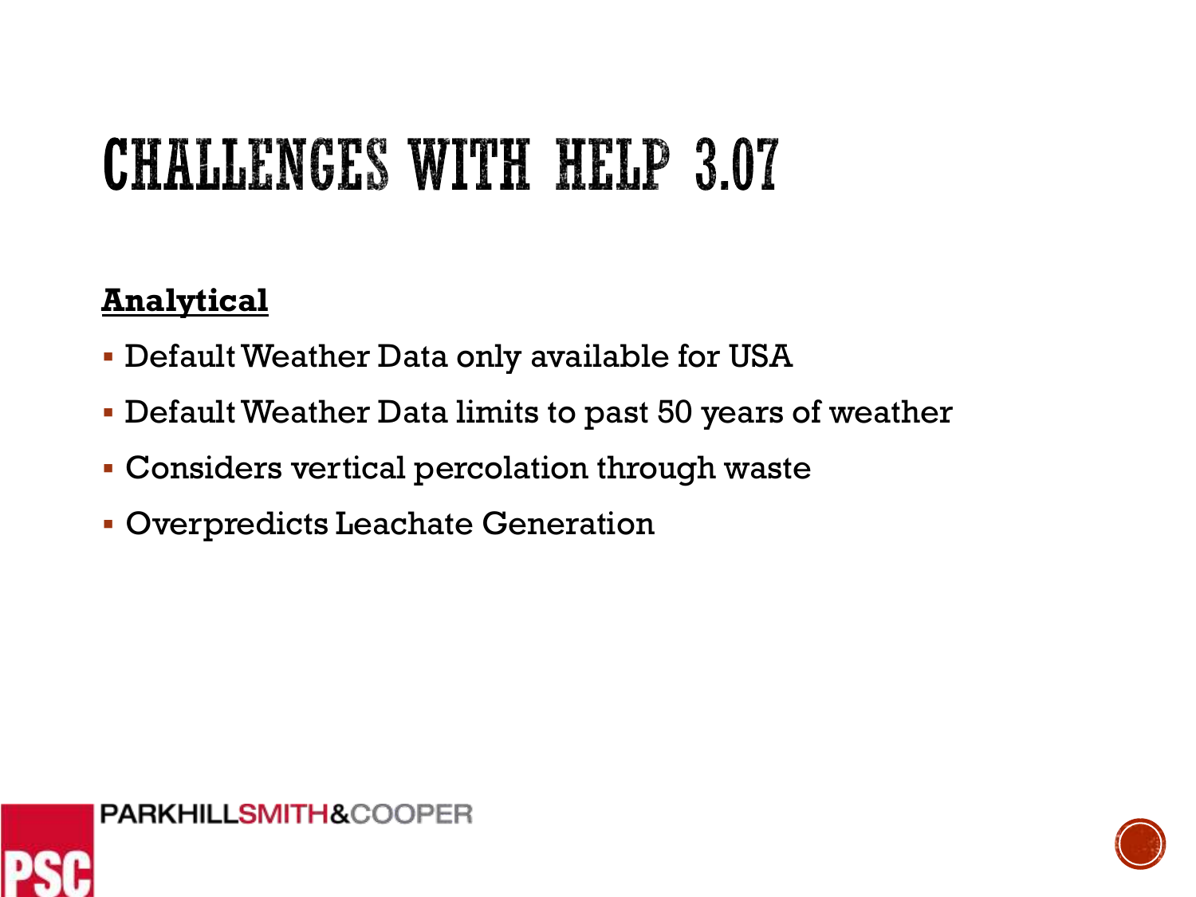# CHALLENGES WITH HELP 3.07

**Analytical**

- Default Weather Data only available for USA
- Default Weather Data limits to past 50 years of weather
- Considers vertical percolation through waste
- Overpredicts Leachate Generation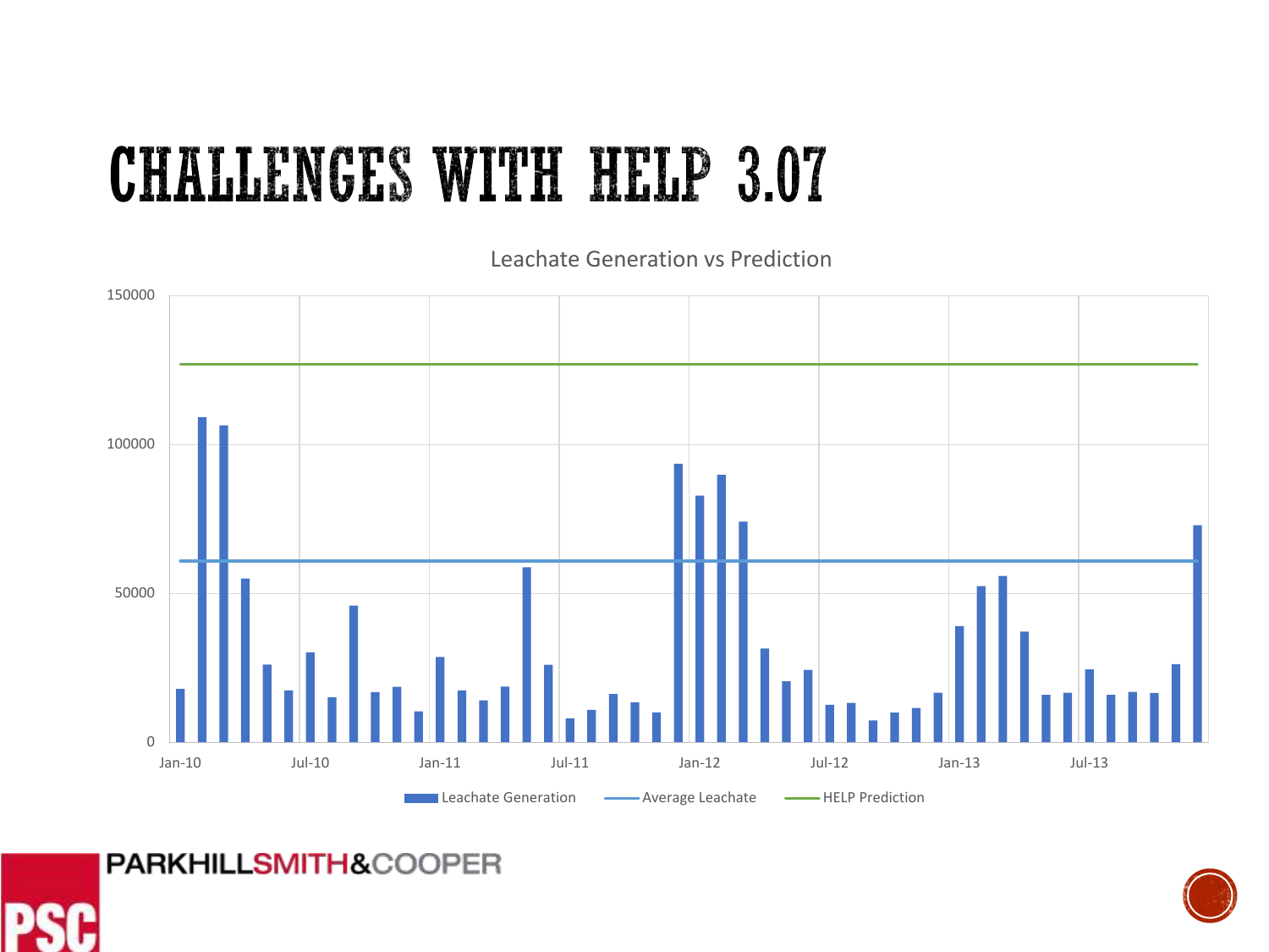# CHALLENGES WITH HELP 3.07

Leachate Generation vs Prediction

150000

100000

50000

0

Jan-10 Jul-10 Jan-11 Jul-11 Jan-12 Jul-12 Jan-13 Jul-13

Leachate Generation Average Leachate HELP Prediction

PARKHILLSMITH&COOPER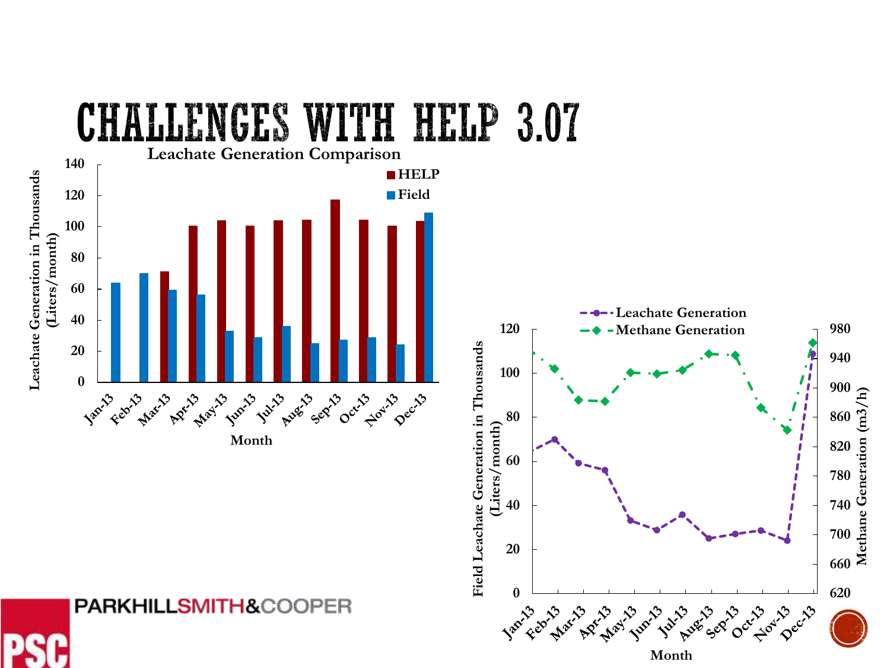# CHALLENGES WITH HELP 3.07

**Leachate Generation Comparison**

Leachate Generation in Thousands (Liters/month)

■ HELP
■ Field

Month

Jan-13 Feb-13 Mar-13 Apr-13 May-13 Jun-13 Jul-13 Aug-13 Sep-13 Oct-13 Nov-13 Dec-13

- - ● - - Leachate Generation
- - ◆ - - Methane Generation

Field Leachate Generation in Thousands (Liters/month)

Methane Generation (m3/h)

Month

PARKHILLSMITH&COOPER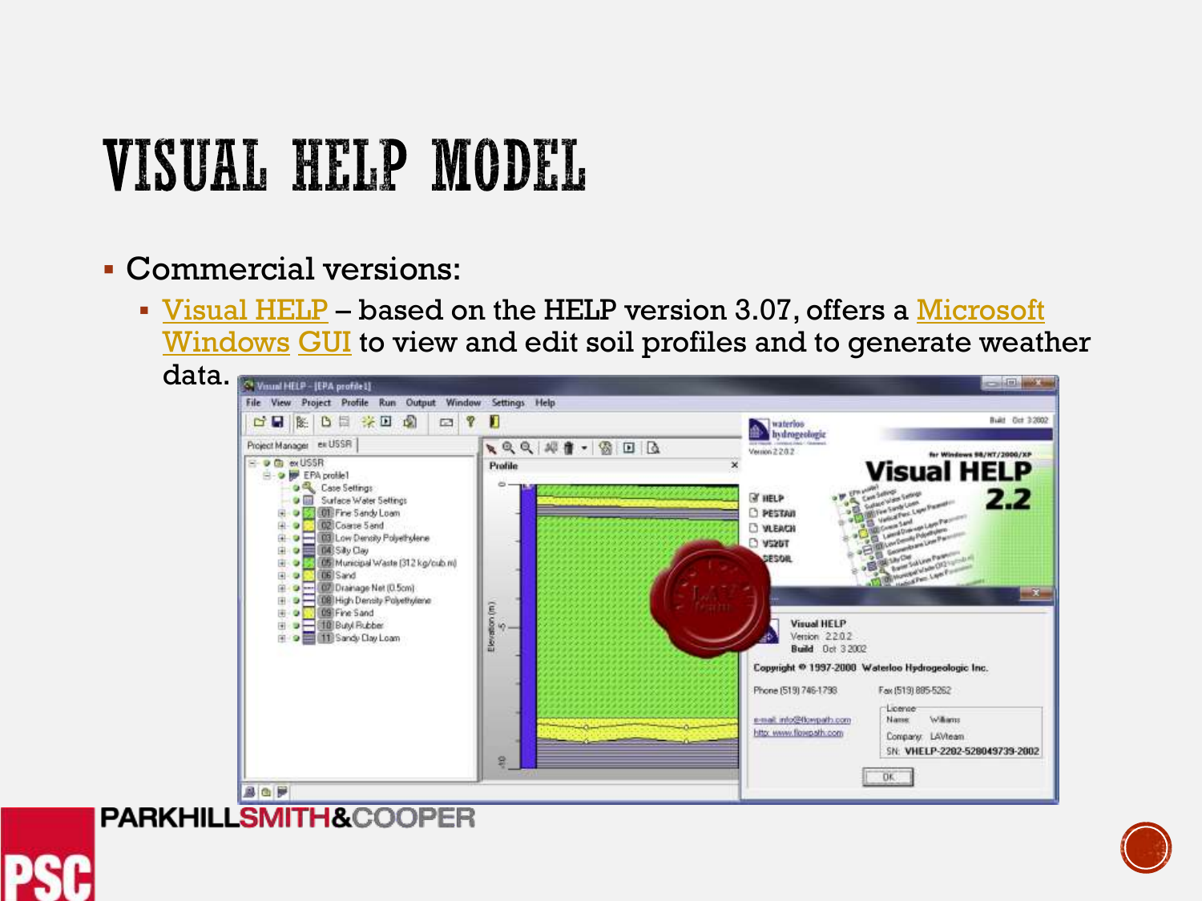# VISUAL HELP MODEL

- Commercial versions:
  - Visual HELP – based on the HELP version 3.07, offers a Microsoft Windows GUI to view and edit soil profiles and to generate weather data.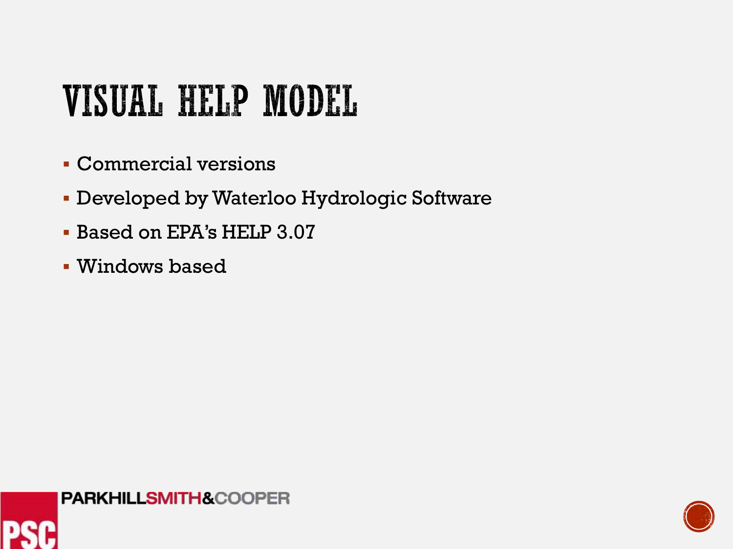# VISUAL HELP MODEL

- Commercial versions
- Developed by Waterloo Hydrologic Software
- Based on EPA's HELP 3.07
- Windows based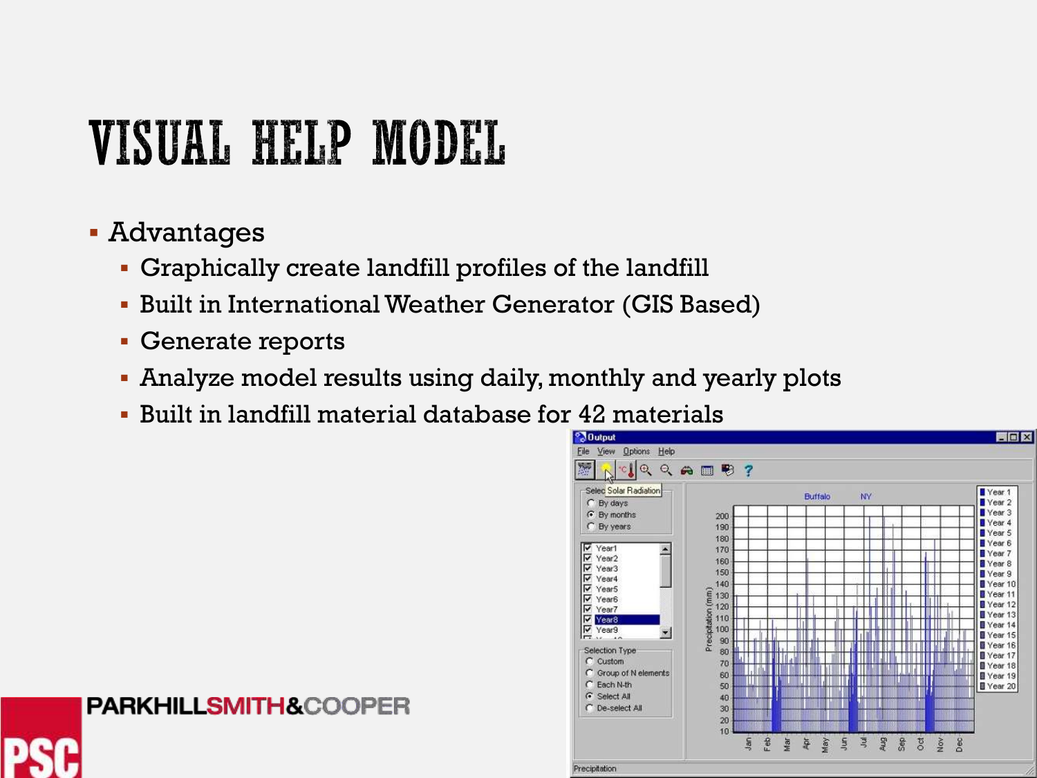# VISUAL HELP MODEL

- Advantages
  - Graphically create landfill profiles of the landfill
  - Built in International Weather Generator (GIS Based)
  - Generate reports
  - Analyze model results using daily, monthly and yearly plots
  - Built in landfill material database for 42 materials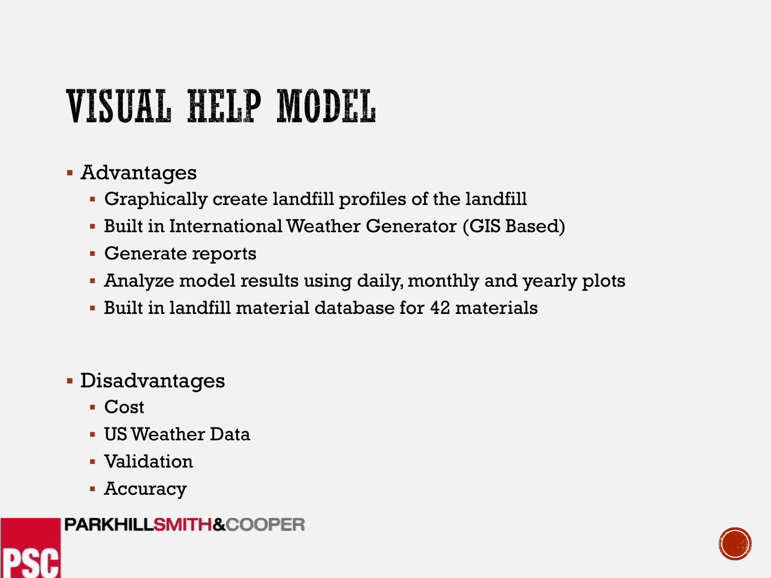# VISUAL HELP MODEL

- Advantages
  - Graphically create landfill profiles of the landfill
  - Built in International Weather Generator (GIS Based)
  - Generate reports
  - Analyze model results using daily, monthly and yearly plots
  - Built in landfill material database for 42 materials

- Disadvantages
  - Cost
  - US Weather Data
  - Validation
  - Accuracy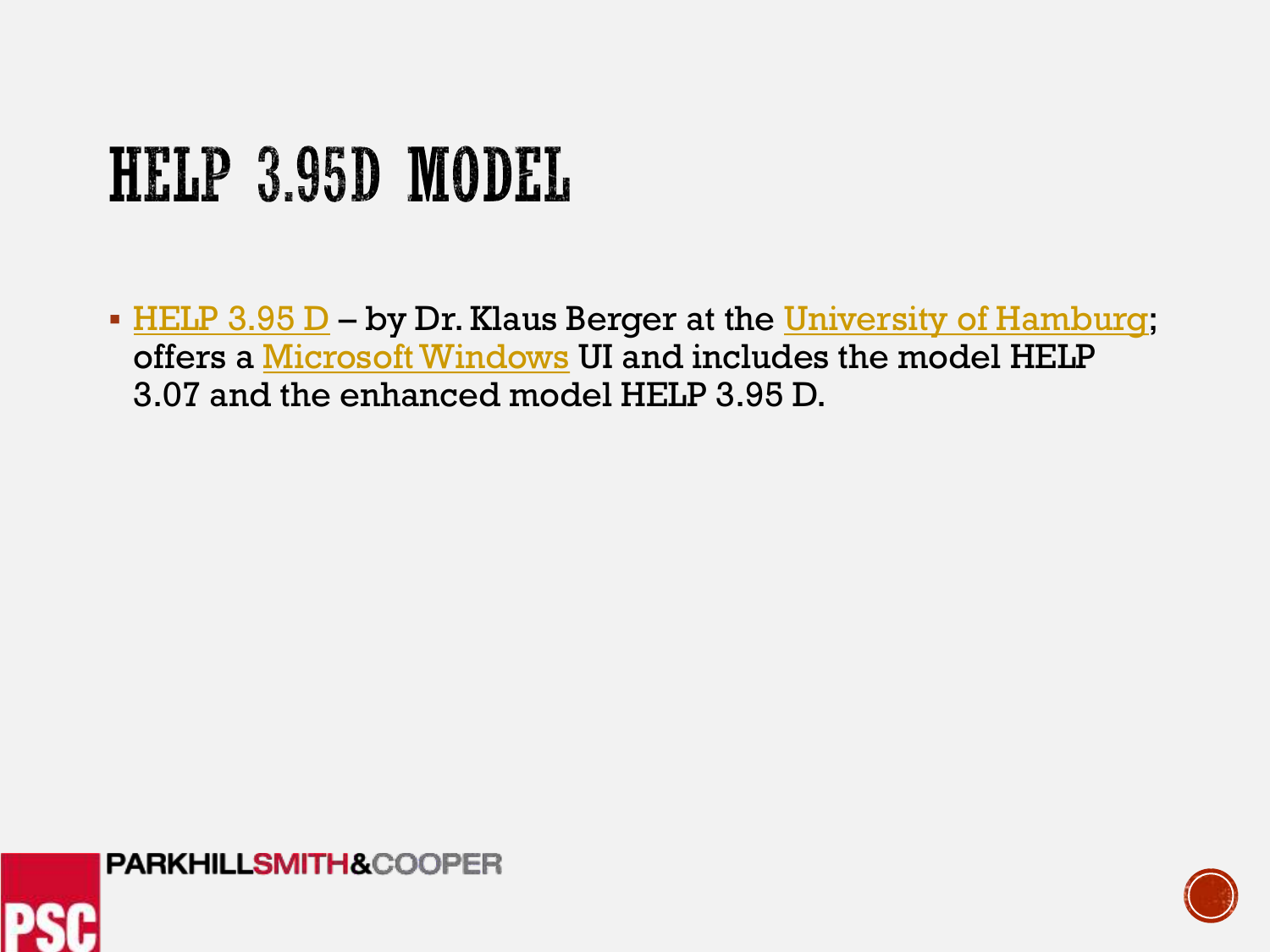# HELP 3.95D MODEL

- HELP 3.95 D – by Dr. Klaus Berger at the University of Hamburg; offers a Microsoft Windows UI and includes the model HELP 3.07 and the enhanced model HELP 3.95 D.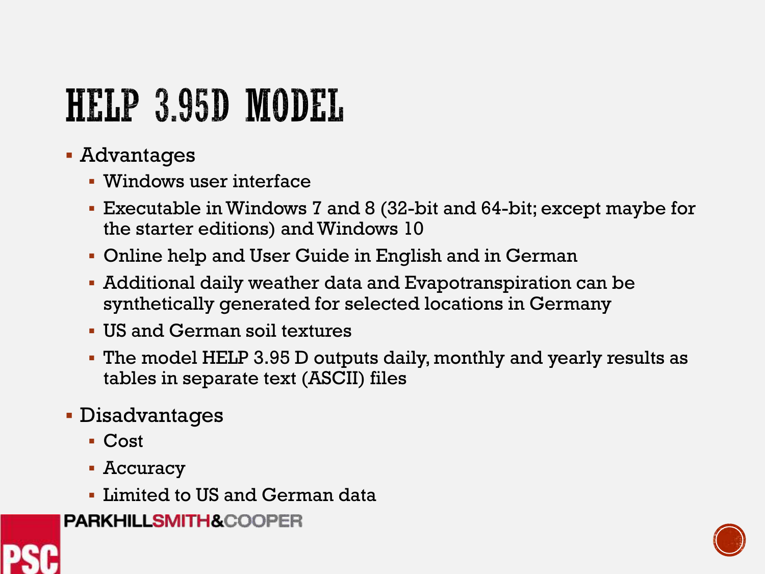# HELP 3.95D MODEL

- Advantages
  - Windows user interface
  - Executable in Windows 7 and 8 (32-bit and 64-bit; except maybe for the starter editions) and Windows 10
  - Online help and User Guide in English and in German
  - Additional daily weather data and Evapotranspiration can be synthetically generated for selected locations in Germany
  - US and German soil textures
  - The model HELP 3.95 D outputs daily, monthly and yearly results as tables in separate text (ASCII) files
- Disadvantages
  - Cost
  - Accuracy
  - Limited to US and German data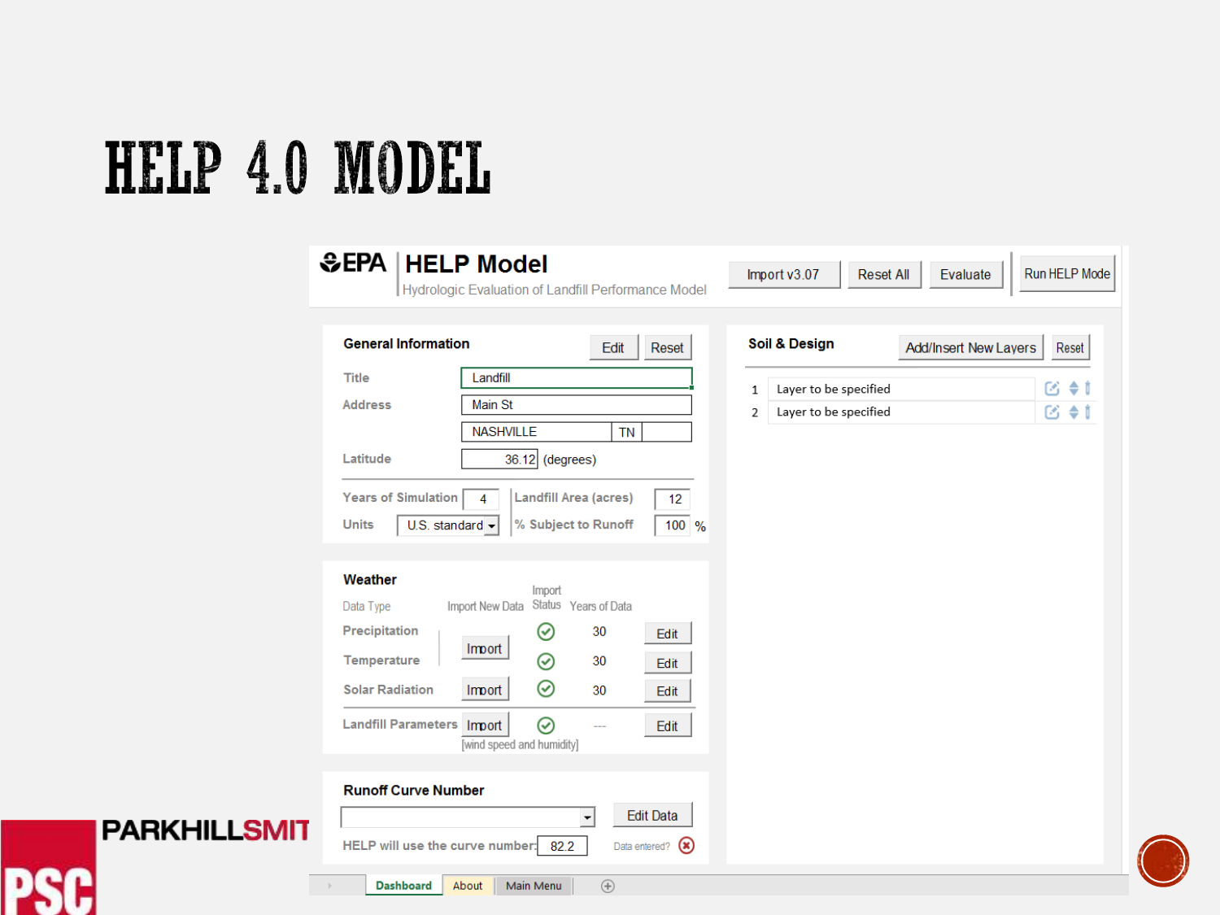# HELP 4.0 MODEL

**HELP Model**

Hydrologic Evaluation of Landfill Performance Model

Import v3.07 | Reset All | Evaluate | Run HELP Mode

**General Information** — Edit | Reset

| | |
|---|---|
| Title | Landfill |
| Address | Main St |
| | NASHVILLE, TN |
| Latitude | 36.12 (degrees) |
| Years of Simulation | 4 |
| Units | U.S. standard |
| Landfill Area (acres) | 12 |
| % Subject to Runoff | 100 % |

**Weather**

| Data Type | Import New Data | Import Status | Years of Data | |
|---|---|---|---|---|
| Precipitation | Import | ✓ | 30 | Edit |
| Temperature | | ✓ | 30 | Edit |
| Solar Radiation | Import | ✓ | 30 | Edit |
| Landfill Parameters | Import [wind speed and humidity] | ✓ | --- | Edit |

**Runoff Curve Number** — Edit Data

HELP will use the curve number: 82.2

Data entered? ⊗

**Soil & Design** — Add/Insert New Layers | Reset

1. Layer to be specified
2. Layer to be specified

Dashboard | About | Main Menu

PARKHILLSMITH PSC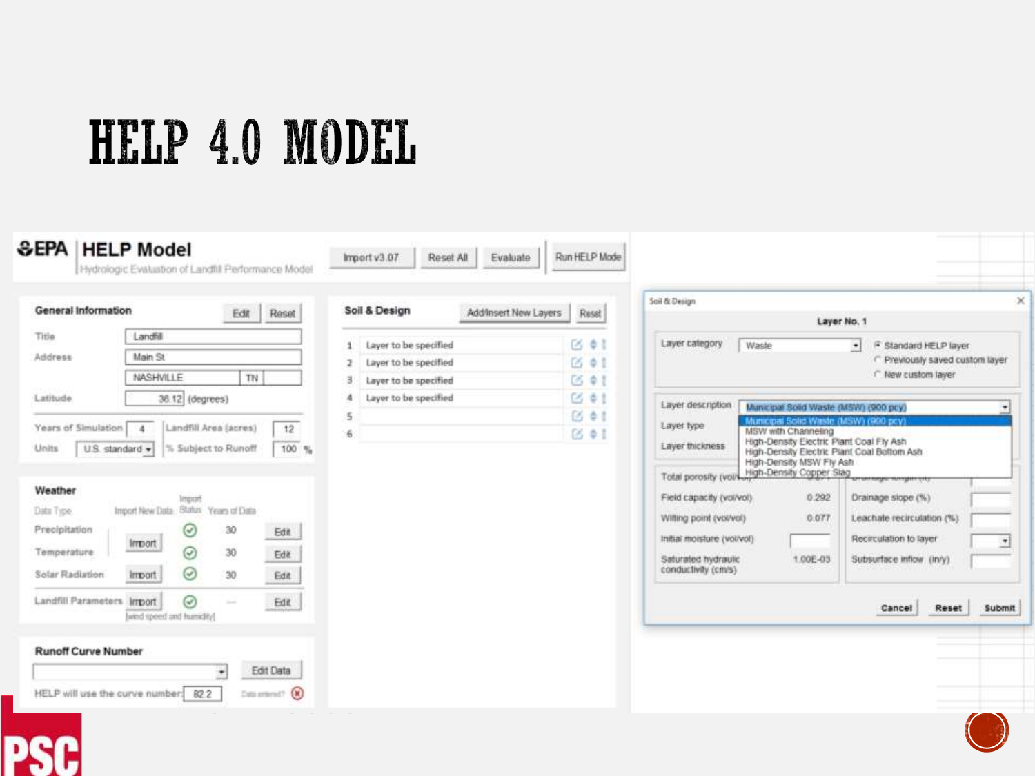# HELP 4.0 MODEL

**EPA HELP Model**
Hydrologic Evaluation of Landfill Performance Model

Import v3.07 | Reset All | Evaluate | Run HELP Mode

## General Information

Edit | Reset

- Title: Landfill
- Address: Main St
- NASHVILLE, TN
- Latitude: 36.12 (degrees)
- Years of Simulation: 4
- Landfill Area (acres): 12
- Units: U.S. standard
- % Subject to Runoff: 100 %

## Weather

| Data Type | Import New Data | Import Status | Years of Data | |
|---|---|---|---|---|
| Precipitation | Import | ✓ | 30 | Edit |
| Temperature | | ✓ | 30 | Edit |
| Solar Radiation | Import | ✓ | 30 | Edit |
| Landfill Parameters | Import [wind speed and humidity] | ✓ | --- | Edit |

## Runoff Curve Number

Edit Data

HELP will use the curve number: 82.2

Data entered?

## Soil & Design

Add/Insert New Layers | Reset

1. Layer to be specified
2. Layer to be specified
3. Layer to be specified
4. Layer to be specified
5. 
6. 

## Soil & Design

**Layer No. 1**

- Layer category: Waste
  - Standard HELP layer
  - Previously saved custom layer
  - New custom layer
- Layer description: Municipal Solid Waste (MSW) (900 pcy)
  - Municipal Solid Waste (MSW) (900 pcy)
  - MSW with Channeling
  - High-Density Electric Plant Coal Fly Ash
  - High-Density Electric Plant Coal Bottom Ash
  - High-Density MSW Fly Ash
  - High-Density Copper Slag
- Layer type
- Layer thickness

| | | | |
|---|---|---|---|
| Total porosity (vol/vol) | | Drainage length (ft) | |
| Field capacity (vol/vol) | 0.292 | Drainage slope (%) | |
| Wilting point (vol/vol) | 0.077 | Leachate recirculation (%) | |
| Initial moisture (vol/vol) | | Recirculation to layer | |
| Saturated hydraulic conductivity (cm/s) | 1.00E-03 | Subsurface inflow (in/y) | |

Cancel | Reset | Submit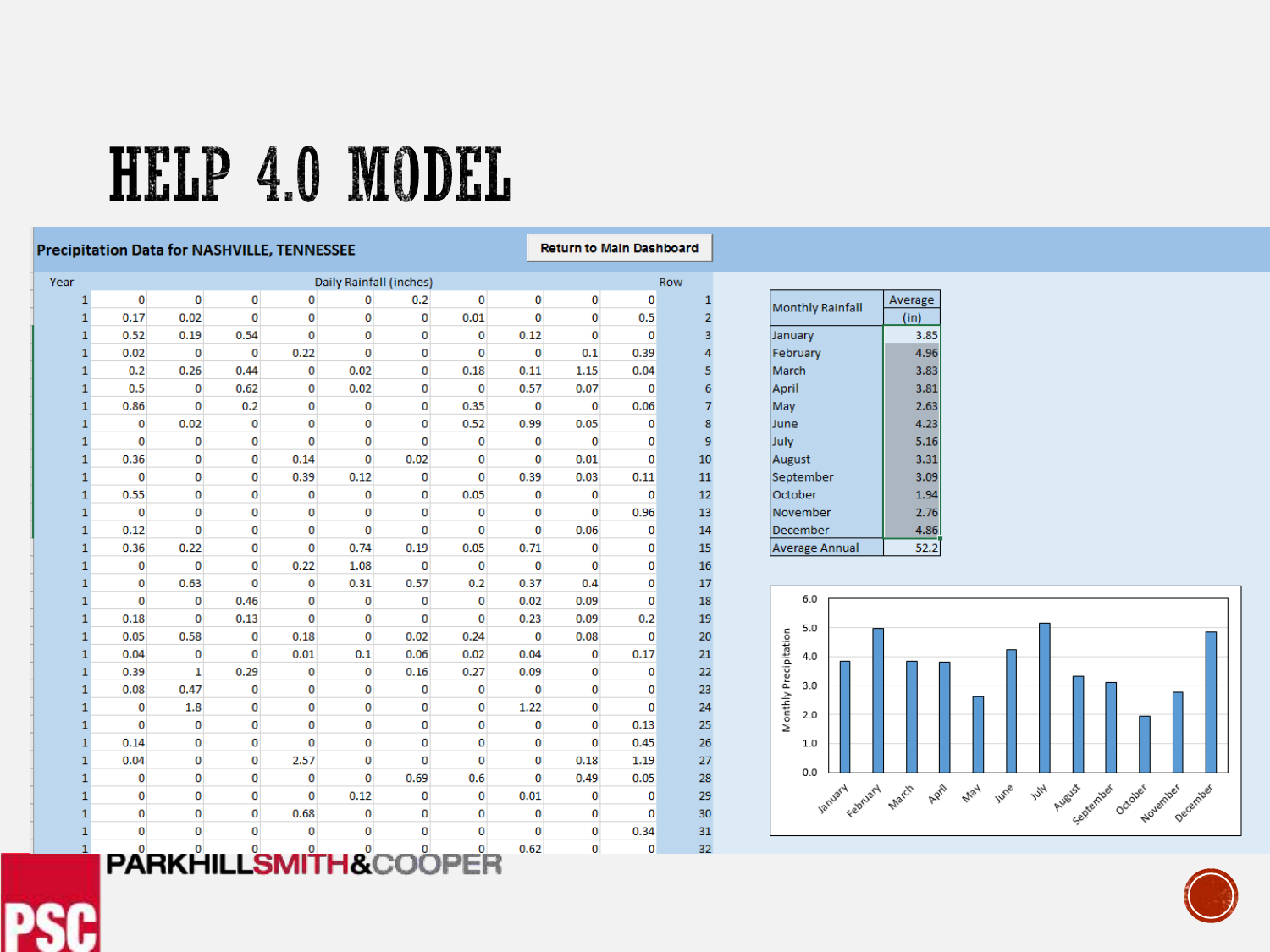# HELP 4.0 MODEL

**Precipitation Data for NASHVILLE, TENNESSEE**

Return to Main Dashboard

| Year | Daily Rainfall (inches) | | | | | | | | | | Row |
|---|---|---|---|---|---|---|---|---|---|---|---|
| 1 | 0 | 0 | 0 | 0 | 0 | 0.2 | 0 | 0 | 0 | 0 | 1 |
| 1 | 0.17 | 0.02 | 0 | 0 | 0 | 0 | 0.01 | 0 | 0 | 0.5 | 2 |
| 1 | 0.52 | 0.19 | 0.54 | 0 | 0 | 0 | 0 | 0.12 | 0 | 0 | 3 |
| 1 | 0.02 | 0 | 0 | 0.22 | 0 | 0 | 0 | 0 | 0.1 | 0.39 | 4 |
| 1 | 0.2 | 0.26 | 0.44 | 0 | 0.02 | 0 | 0.18 | 0.11 | 1.15 | 0.04 | 5 |
| 1 | 0.5 | 0 | 0.62 | 0 | 0.02 | 0 | 0 | 0.57 | 0.07 | 0 | 6 |
| 1 | 0.86 | 0 | 0.2 | 0 | 0 | 0 | 0.35 | 0 | 0 | 0.06 | 7 |
| 1 | 0 | 0.02 | 0 | 0 | 0 | 0 | 0.52 | 0.99 | 0.05 | 0 | 8 |
| 1 | 0 | 0 | 0 | 0 | 0 | 0 | 0 | 0 | 0 | 0 | 9 |
| 1 | 0.36 | 0 | 0 | 0.14 | 0 | 0.02 | 0 | 0 | 0.01 | 0 | 10 |
| 1 | 0 | 0 | 0 | 0.39 | 0.12 | 0 | 0 | 0.39 | 0.03 | 0.11 | 11 |
| 1 | 0.55 | 0 | 0 | 0 | 0 | 0 | 0.05 | 0 | 0 | 0 | 12 |
| 1 | 0 | 0 | 0 | 0 | 0 | 0 | 0 | 0 | 0 | 0.96 | 13 |
| 1 | 0.12 | 0 | 0 | 0 | 0 | 0 | 0 | 0 | 0.06 | 0 | 14 |
| 1 | 0.36 | 0.22 | 0 | 0 | 0.74 | 0.19 | 0.05 | 0.71 | 0 | 0 | 15 |
| 1 | 0 | 0 | 0 | 0.22 | 1.08 | 0 | 0 | 0 | 0 | 0 | 16 |
| 1 | 0 | 0.63 | 0 | 0 | 0.31 | 0.57 | 0.2 | 0.37 | 0.4 | 0 | 17 |
| 1 | 0 | 0 | 0.46 | 0 | 0 | 0 | 0 | 0.02 | 0.09 | 0 | 18 |
| 1 | 0.18 | 0 | 0.13 | 0 | 0 | 0 | 0 | 0.23 | 0.09 | 0.2 | 19 |
| 1 | 0.05 | 0.58 | 0 | 0.18 | 0 | 0.02 | 0.24 | 0 | 0.08 | 0 | 20 |
| 1 | 0.04 | 0 | 0 | 0.01 | 0.1 | 0.06 | 0.02 | 0.04 | 0 | 0.17 | 21 |
| 1 | 0.39 | 1 | 0.29 | 0 | 0 | 0.16 | 0.27 | 0.09 | 0 | 0 | 22 |
| 1 | 0.08 | 0.47 | 0 | 0 | 0 | 0 | 0 | 0 | 0 | 0 | 23 |
| 1 | 0 | 1.8 | 0 | 0 | 0 | 0 | 0 | 1.22 | 0 | 0 | 24 |
| 1 | 0 | 0 | 0 | 0 | 0 | 0 | 0 | 0 | 0 | 0.13 | 25 |
| 1 | 0.14 | 0 | 0 | 0 | 0 | 0 | 0 | 0 | 0 | 0.45 | 26 |
| 1 | 0.04 | 0 | 0 | 2.57 | 0 | 0 | 0 | 0 | 0.18 | 1.19 | 27 |
| 1 | 0 | 0 | 0 | 0 | 0 | 0.69 | 0.6 | 0 | 0.49 | 0.05 | 28 |
| 1 | 0 | 0 | 0 | 0 | 0.12 | 0 | 0 | 0.01 | 0 | 0 | 29 |
| 1 | 0 | 0 | 0 | 0.68 | 0 | 0 | 0 | 0 | 0 | 0 | 30 |
| 1 | 0 | 0 | 0 | 0 | 0 | 0 | 0 | 0 | 0 | 0.34 | 31 |
| 1 | 0 | 0 | 0 | 0 | 0 | 0 | 0 | 0.62 | 0 | 0 | 32 |

| Monthly Rainfall | Average (in) |
|---|---|
| January | 3.85 |
| February | 4.96 |
| March | 3.83 |
| April | 3.81 |
| May | 2.63 |
| June | 4.23 |
| July | 5.16 |
| August | 3.31 |
| September | 3.09 |
| October | 1.94 |
| November | 2.76 |
| December | 4.86 |
| Average Annual | 52.2 |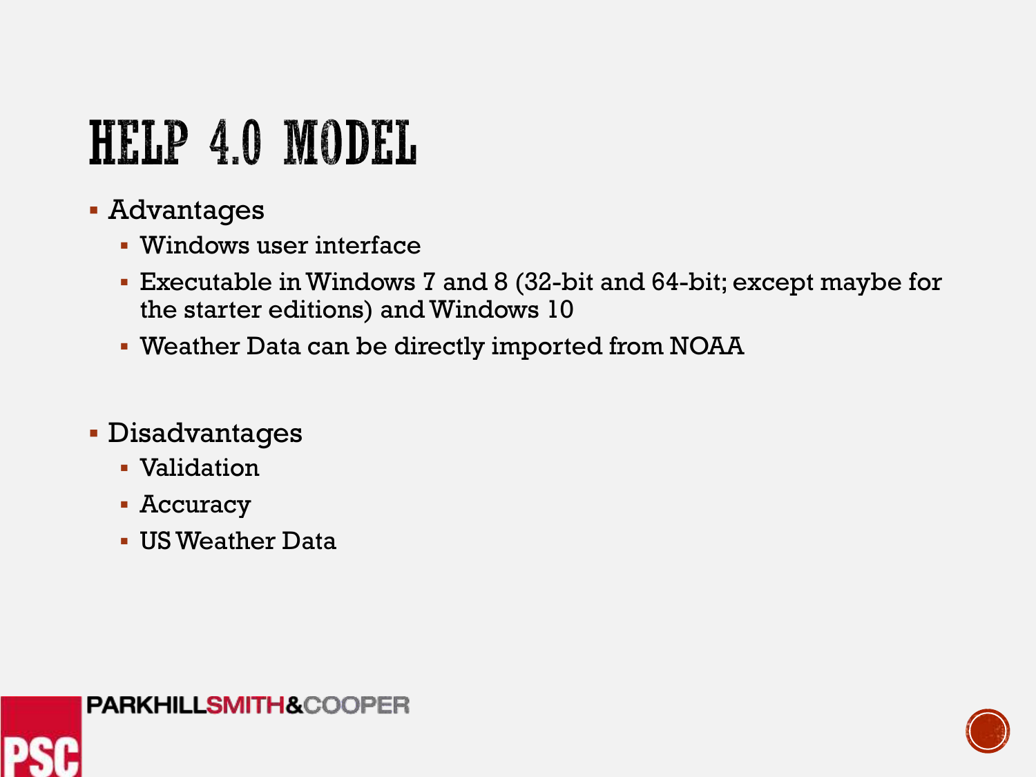# HELP 4.0 MODEL

- Advantages
  - Windows user interface
  - Executable in Windows 7 and 8 (32-bit and 64-bit; except maybe for the starter editions) and Windows 10
  - Weather Data can be directly imported from NOAA

- Disadvantages
  - Validation
  - Accuracy
  - US Weather Data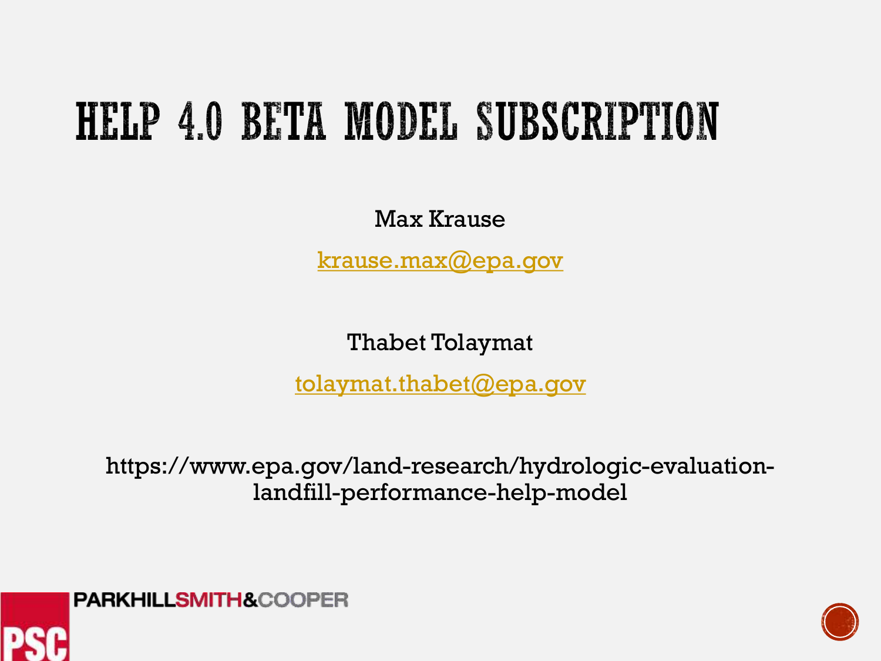# HELP 4.0 BETA MODEL SUBSCRIPTION

Max Krause

krause.max@epa.gov

Thabet Tolaymat

tolaymat.thabet@epa.gov

https://www.epa.gov/land-research/hydrologic-evaluation-landfill-performance-help-model

PARKHILLSMITH&COOPER